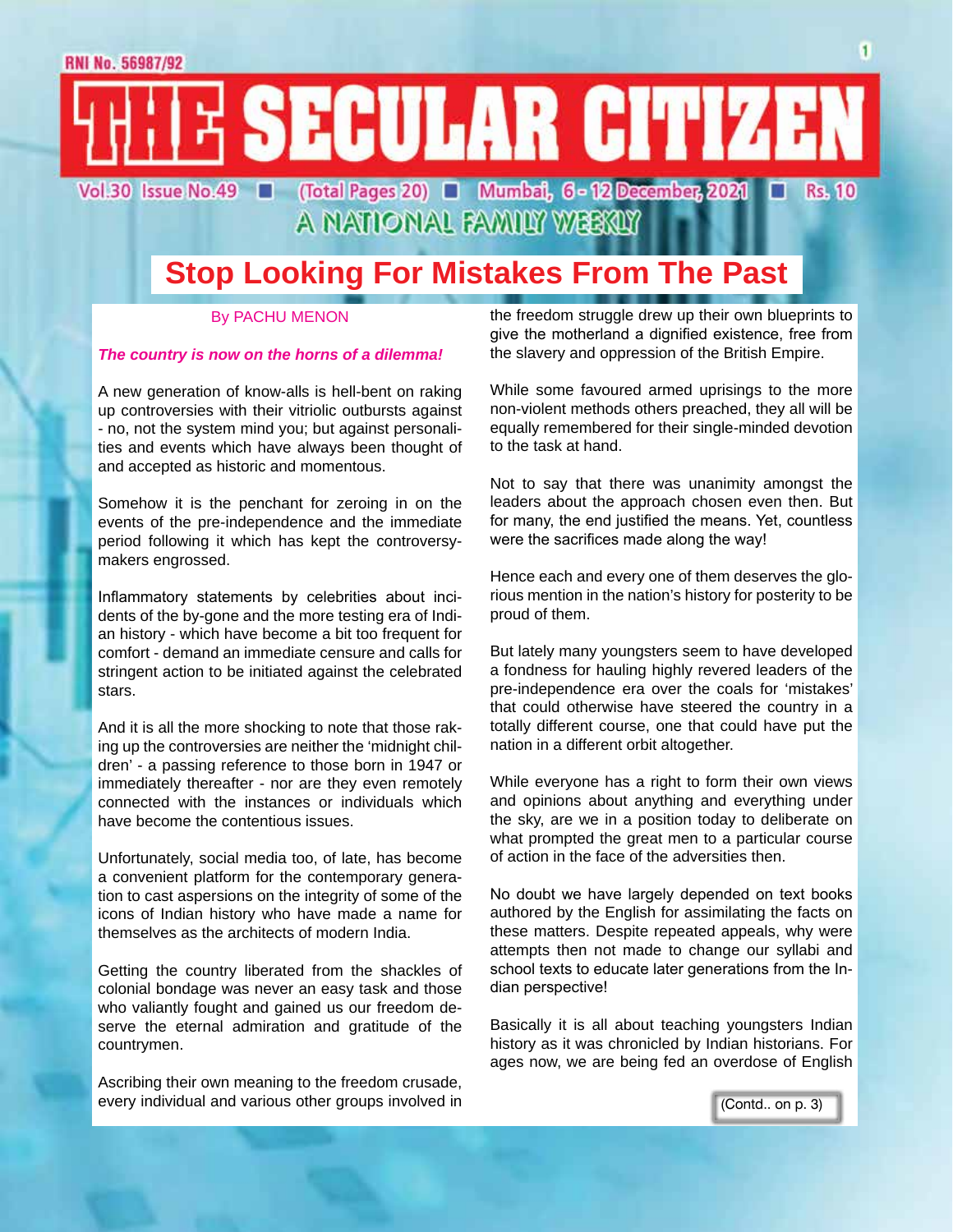# THE SECULAR CITIZEN

RNI No. 56987/92

Vol.30 Issue No.49 ■ (Total Pages 20) ■ Mumbai, 6 - 12 December, 2021 ■ Rs. 10

A NATIONAL FAMILY WEEKLY

## Stop Looking For Mistakes From The Past

By PACHU MENON

***The country is now on the horns of a dilemma!***

A new generation of know-alls is hell-bent on raking up controversies with their vitriolic outbursts against - no, not the system mind you; but against personalities and events which have always been thought of and accepted as historic and momentous.

Somehow it is the penchant for zeroing in on the events of the pre-independence and the immediate period following it which has kept the controversy-makers engrossed.

Inflammatory statements by celebrities about incidents of the by-gone and the more testing era of Indian history - which have become a bit too frequent for comfort - demand an immediate censure and calls for stringent action to be initiated against the celebrated stars.

And it is all the more shocking to note that those raking up the controversies are neither the 'midnight children' - a passing reference to those born in 1947 or immediately thereafter - nor are they even remotely connected with the instances or individuals which have become the contentious issues.

Unfortunately, social media too, of late, has become a convenient platform for the contemporary generation to cast aspersions on the integrity of some of the icons of Indian history who have made a name for themselves as the architects of modern India.

Getting the country liberated from the shackles of colonial bondage was never an easy task and those who valiantly fought and gained us our freedom deserve the eternal admiration and gratitude of the countrymen.

Ascribing their own meaning to the freedom crusade, every individual and various other groups involved in the freedom struggle drew up their own blueprints to give the motherland a dignified existence, free from the slavery and oppression of the British Empire.

While some favoured armed uprisings to the more non-violent methods others preached, they all will be equally remembered for their single-minded devotion to the task at hand.

Not to say that there was unanimity amongst the leaders about the approach chosen even then. But for many, the end justified the means. Yet, countless were the sacrifices made along the way!

Hence each and every one of them deserves the glorious mention in the nation's history for posterity to be proud of them.

But lately many youngsters seem to have developed a fondness for hauling highly revered leaders of the pre-independence era over the coals for 'mistakes' that could otherwise have steered the country in a totally different course, one that could have put the nation in a different orbit altogether.

While everyone has a right to form their own views and opinions about anything and everything under the sky, are we in a position today to deliberate on what prompted the great men to a particular course of action in the face of the adversities then.

No doubt we have largely depended on text books authored by the English for assimilating the facts on these matters. Despite repeated appeals, why were attempts then not made to change our syllabi and school texts to educate later generations from the Indian perspective!

Basically it is all about teaching youngsters Indian history as it was chronicled by Indian historians. For ages now, we are being fed an overdose of English

(Contd.. on p. 3)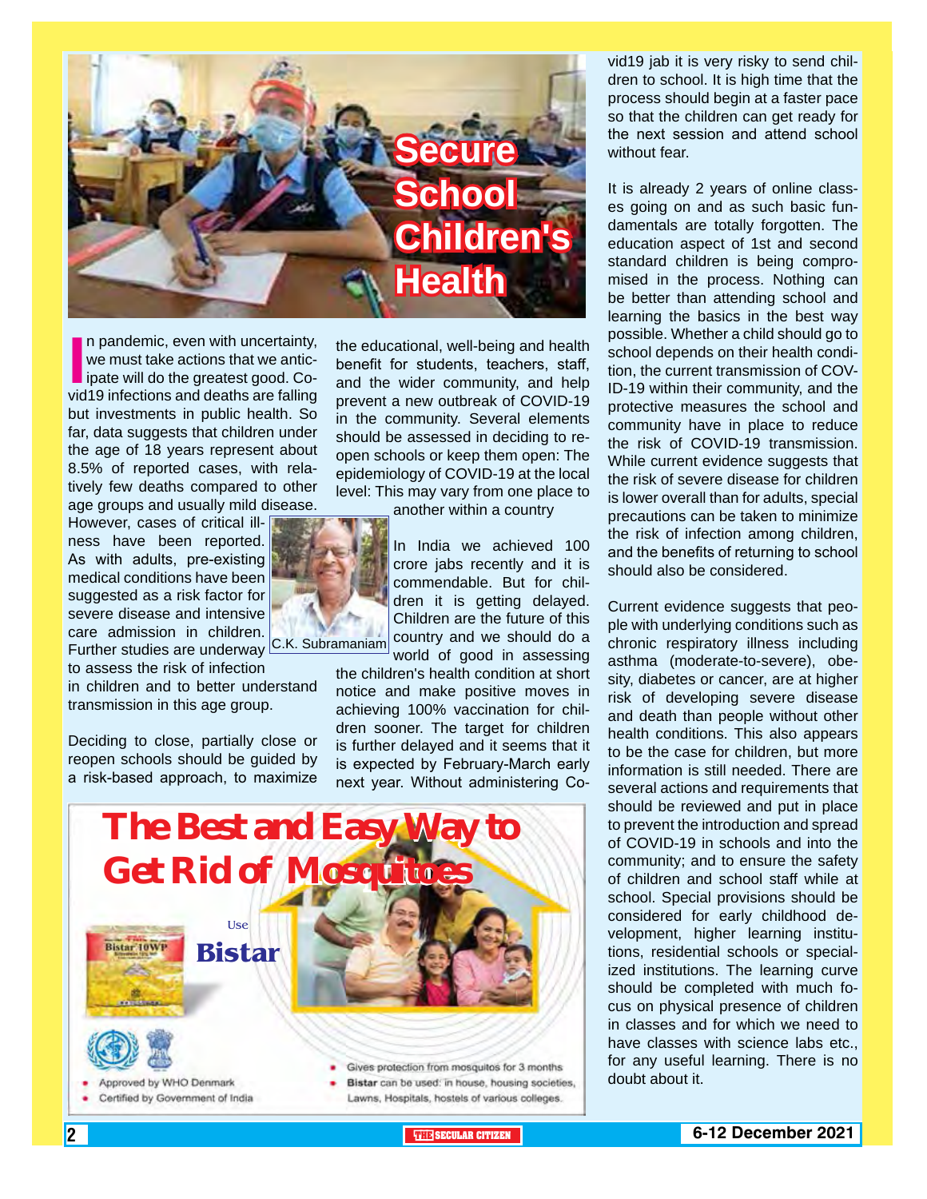# Secure School Children's Health

In pandemic, even with uncertainty, we must take actions that we anticipate will do the greatest good. Covid19 infections and deaths are falling but investments in public health. So far, data suggests that children under the age of 18 years represent about 8.5% of reported cases, with relatively few deaths compared to other age groups and usually mild disease. However, cases of critical illness have been reported. As with adults, pre-existing medical conditions have been suggested as a risk factor for severe disease and intensive care admission in children. Further studies are underway to assess the risk of infection in children and to better understand transmission in this age group.

C.K. Subramaniam

Deciding to close, partially close or reopen schools should be guided by a risk-based approach, to maximize the educational, well-being and health benefit for students, teachers, staff, and the wider community, and help prevent a new outbreak of COVID-19 in the community. Several elements should be assessed in deciding to reopen schools or keep them open: The epidemiology of COVID-19 at the local level: This may vary from one place to another within a country

In India we achieved 100 crore jabs recently and it is commendable. But for children it is getting delayed. Children are the future of this country and we should do a world of good in assessing the children's health condition at short notice and make positive moves in achieving 100% vaccination for children sooner. The target for children is further delayed and it seems that it is expected by February-March early next year. Without administering Covid19 jab it is very risky to send children to school. It is high time that the process should begin at a faster pace so that the children can get ready for the next session and attend school without fear.

It is already 2 years of online classes going on and as such basic fundamentals are totally forgotten. The education aspect of 1st and second standard children is being compromised in the process. Nothing can be better than attending school and learning the basics in the best way possible. Whether a child should go to school depends on their health condition, the current transmission of COVID-19 within their community, and the protective measures the school and community have in place to reduce the risk of COVID-19 transmission. While current evidence suggests that the risk of severe disease for children is lower overall than for adults, special precautions can be taken to minimize the risk of infection among children, and the benefits of returning to school should also be considered.

Current evidence suggests that people with underlying conditions such as chronic respiratory illness including asthma (moderate-to-severe), obesity, diabetes or cancer, are at higher risk of developing severe disease and death than people without other health conditions. This also appears to be the case for children, but more information is still needed. There are several actions and requirements that should be reviewed and put in place to prevent the introduction and spread of COVID-19 in schools and into the community; and to ensure the safety of children and school staff while at school. Special provisions should be considered for early childhood development, higher learning institutions, residential schools or specialized institutions. The learning curve should be completed with much focus on physical presence of children in classes and for which we need to have classes with science labs etc., for any useful learning. There is no doubt about it.

## The Best and Easy Way to Get Rid of Mosquitoes

Use **Bistar**

- Approved by WHO Denmark
- Certified by Government of India
- Gives protection from mosquitos for 3 months
- **Bistar** can be used: in house, housing societies, Lawns, Hospitals, hostels of various colleges.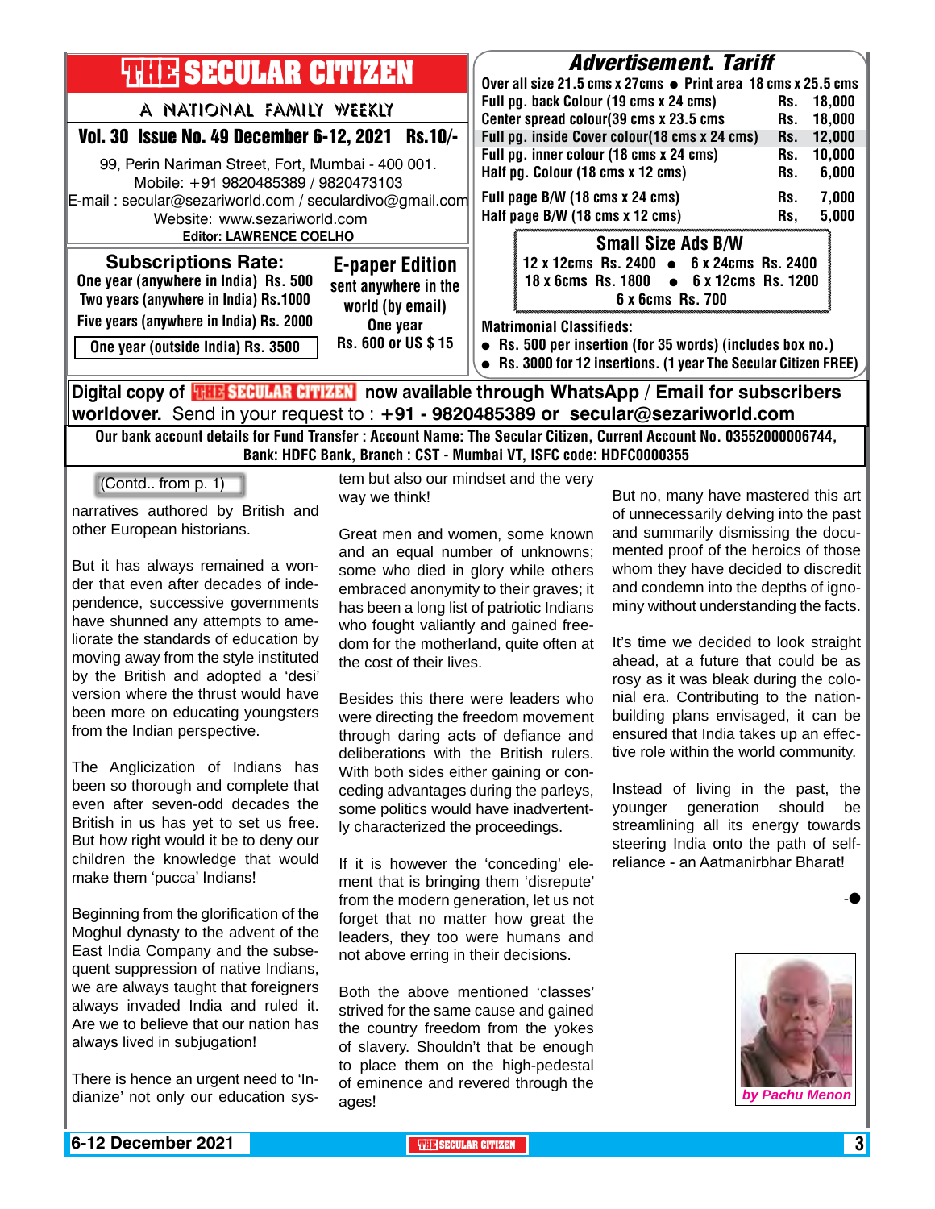# THE SECULAR CITIZEN

A NATIONAL FAMILY WEEKLY

**Vol. 30 Issue No. 49 December 6-12, 2021 Rs.10/-**

99, Perin Nariman Street, Fort, Mumbai - 400 001.
Mobile: +91 9820485389 / 9820473103
E-mail : secular@sezariworld.com / seculardivo@gmail.com
Website: www.sezariworld.com
**Editor: LAWRENCE COELHO**

## Subscriptions Rate:

- One year (anywhere in India) Rs. 500
- Two years (anywhere in India) Rs.1000
- Five years (anywhere in India) Rs. 2000
- One year (outside India) Rs. 3500

## E-paper Edition

sent anywhere in the world (by email)
One year
Rs. 600 or US $ 15

## Advertisement. Tariff

Over all size 21.5 cms x 27cms ● Print area 18 cms x 25.5 cms

| Item | Rate |
|---|---|
| Full pg. back Colour (19 cms x 24 cms) | Rs. 18,000 |
| Center spread colour(39 cms x 23.5 cms | Rs. 18,000 |
| Full pg. inside Cover colour(18 cms x 24 cms) | Rs. 12,000 |
| Full pg. inner colour (18 cms x 24 cms) | Rs. 10,000 |
| Half pg. Colour (18 cms x 12 cms) | Rs. 6,000 |
| Full page B/W (18 cms x 24 cms) | Rs. 7,000 |
| Half page B/W (18 cms x 12 cms) | Rs, 5,000 |

### Small Size Ads B/W

12 x 12cms Rs. 2400 ● 6 x 24cms Rs. 2400
18 x 6cms Rs. 1800 ● 6 x 12cms Rs. 1200
6 x 6cms Rs. 700

**Matrimonial Classifieds:**

- Rs. 500 per insertion (for 35 words) (includes box no.)
- Rs. 3000 for 12 insertions. (1 year The Secular Citizen FREE)

**Digital copy of THE SECULAR CITIZEN now available through WhatsApp / Email for subscribers worldover.** Send in your request to : **+91 - 9820485389 or secular@sezariworld.com**

**Our bank account details for Fund Transfer : Account Name: The Secular Citizen, Current Account No. 03552000006744, Bank: HDFC Bank, Branch : CST - Mumbai VT, ISFC code: HDFC0000355**

---

(Contd.. from p. 1)

narratives authored by British and other European historians.

But it has always remained a wonder that even after decades of independence, successive governments have shunned any attempts to ameliorate the standards of education by moving away from the style instituted by the British and adopted a 'desi' version where the thrust would have been more on educating youngsters from the Indian perspective.

The Anglicization of Indians has been so thorough and complete that even after seven-odd decades the British in us has yet to set us free. But how right would it be to deny our children the knowledge that would make them 'pucca' Indians!

Beginning from the glorification of the Moghul dynasty to the advent of the East India Company and the subsequent suppression of native Indians, we are always taught that foreigners always invaded India and ruled it. Are we to believe that our nation has always lived in subjugation!

There is hence an urgent need to 'Indianize' not only our education system but also our mindset and the very way we think!

Great men and women, some known and an equal number of unknowns; some who died in glory while others embraced anonymity to their graves; it has been a long list of patriotic Indians who fought valiantly and gained freedom for the motherland, quite often at the cost of their lives.

Besides this there were leaders who were directing the freedom movement through daring acts of defiance and deliberations with the British rulers. With both sides either gaining or conceding advantages during the parleys, some politics would have inadvertently characterized the proceedings.

If it is however the 'conceding' element that is bringing them 'disrepute' from the modern generation, let us not forget that no matter how great the leaders, they too were humans and not above erring in their decisions.

Both the above mentioned 'classes' strived for the same cause and gained the country freedom from the yokes of slavery. Shouldn't that be enough to place them on the high-pedestal of eminence and revered through the ages!

But no, many have mastered this art of unnecessarily delving into the past and summarily dismissing the documented proof of the heroics of those whom they have decided to discredit and condemn into the depths of ignominy without understanding the facts.

It's time we decided to look straight ahead, at a future that could be as rosy as it was bleak during the colonial era. Contributing to the nation-building plans envisaged, it can be ensured that India takes up an effective role within the world community.

Instead of living in the past, the younger generation should be streamlining all its energy towards steering India onto the path of self-reliance - an Aatmanirbhar Bharat!

-●

*by Pachu Menon*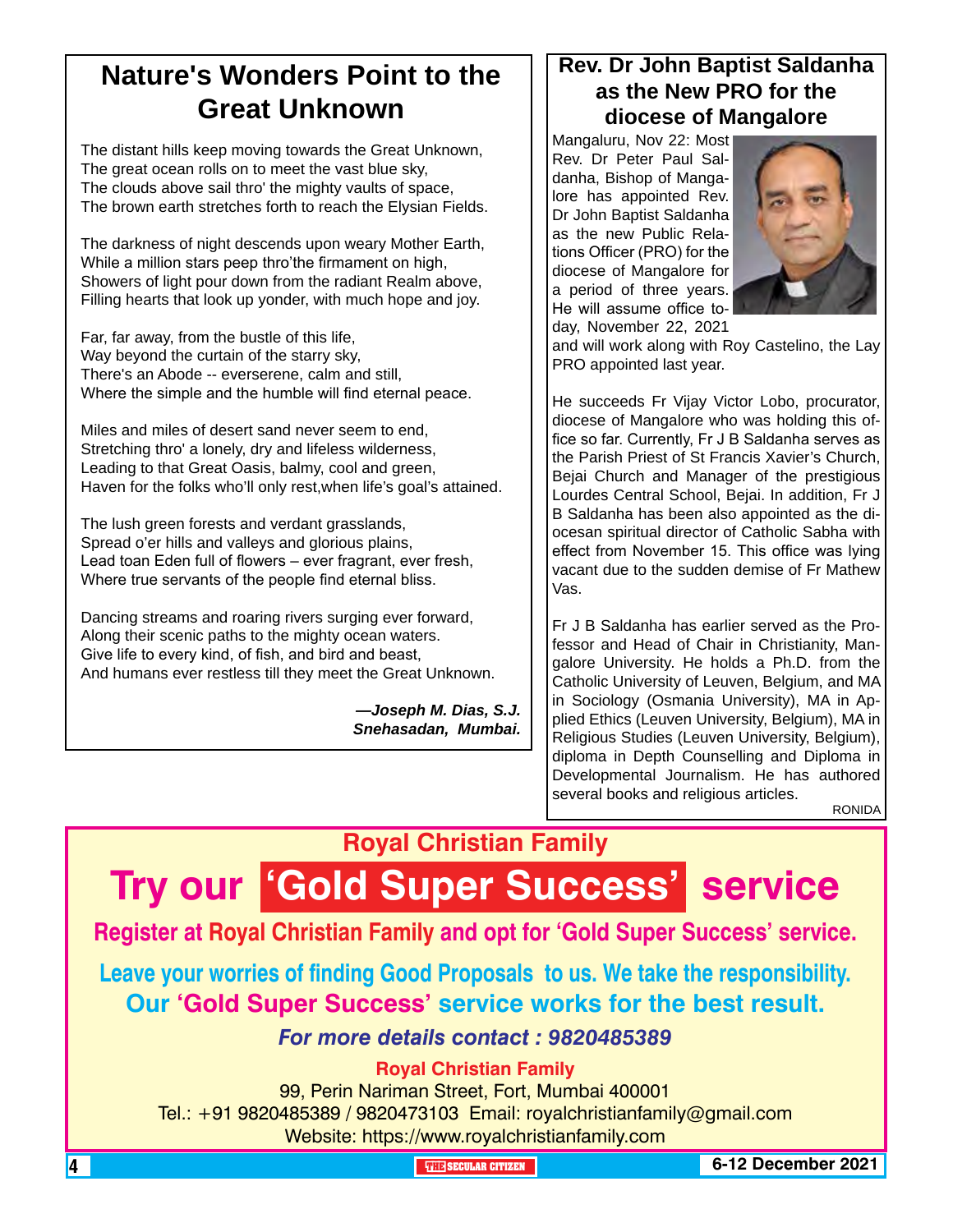## Nature's Wonders Point to the Great Unknown

The distant hills keep moving towards the Great Unknown,
The great ocean rolls on to meet the vast blue sky,
The clouds above sail thro' the mighty vaults of space,
The brown earth stretches forth to reach the Elysian Fields.

The darkness of night descends upon weary Mother Earth,
While a million stars peep thro'the firmament on high,
Showers of light pour down from the radiant Realm above,
Filling hearts that look up yonder, with much hope and joy.

Far, far away, from the bustle of this life,
Way beyond the curtain of the starry sky,
There's an Abode -- everserene, calm and still,
Where the simple and the humble will find eternal peace.

Miles and miles of desert sand never seem to end,
Stretching thro' a lonely, dry and lifeless wilderness,
Leading to that Great Oasis, balmy, cool and green,
Haven for the folks who'll only rest,when life's goal's attained.

The lush green forests and verdant grasslands,
Spread o'er hills and valleys and glorious plains,
Lead toan Eden full of flowers – ever fragrant, ever fresh,
Where true servants of the people find eternal bliss.

Dancing streams and roaring rivers surging ever forward,
Along their scenic paths to the mighty ocean waters.
Give life to every kind, of fish, and bird and beast,
And humans ever restless till they meet the Great Unknown.

***—Joseph M. Dias, S.J.***
***Snehasadan, Mumbai.***

## Rev. Dr John Baptist Saldanha as the New PRO for the diocese of Mangalore

Mangaluru, Nov 22: Most Rev. Dr Peter Paul Saldanha, Bishop of Mangalore has appointed Rev. Dr John Baptist Saldanha as the new Public Relations Officer (PRO) for the diocese of Mangalore for a period of three years. He will assume office today, November 22, 2021 and will work along with Roy Castelino, the Lay PRO appointed last year.

He succeeds Fr Vijay Victor Lobo, procurator, diocese of Mangalore who was holding this office so far. Currently, Fr J B Saldanha serves as the Parish Priest of St Francis Xavier's Church, Bejai Church and Manager of the prestigious Lourdes Central School, Bejai. In addition, Fr J B Saldanha has been also appointed as the diocesan spiritual director of Catholic Sabha with effect from November 15. This office was lying vacant due to the sudden demise of Fr Mathew Vas.

Fr J B Saldanha has earlier served as the Professor and Head of Chair in Christianity, Mangalore University. He holds a Ph.D. from the Catholic University of Leuven, Belgium, and MA in Sociology (Osmania University), MA in Applied Ethics (Leuven University, Belgium), MA in Religious Studies (Leuven University, Belgium), diploma in Depth Counselling and Diploma in Developmental Journalism. He has authored several books and religious articles.

RONIDA

**Royal Christian Family**

# Try our 'Gold Super Success' service

**Register at Royal Christian Family and opt for 'Gold Super Success' service.**

**Leave your worries of finding Good Proposals to us. We take the responsibility.**
**Our 'Gold Super Success' service works for the best result.**

***For more details contact : 9820485389***

**Royal Christian Family**
99, Perin Nariman Street, Fort, Mumbai 400001
Tel.: +91 9820485389 / 9820473103 Email: royalchristianfamily@gmail.com
Website: https://www.royalchristianfamily.com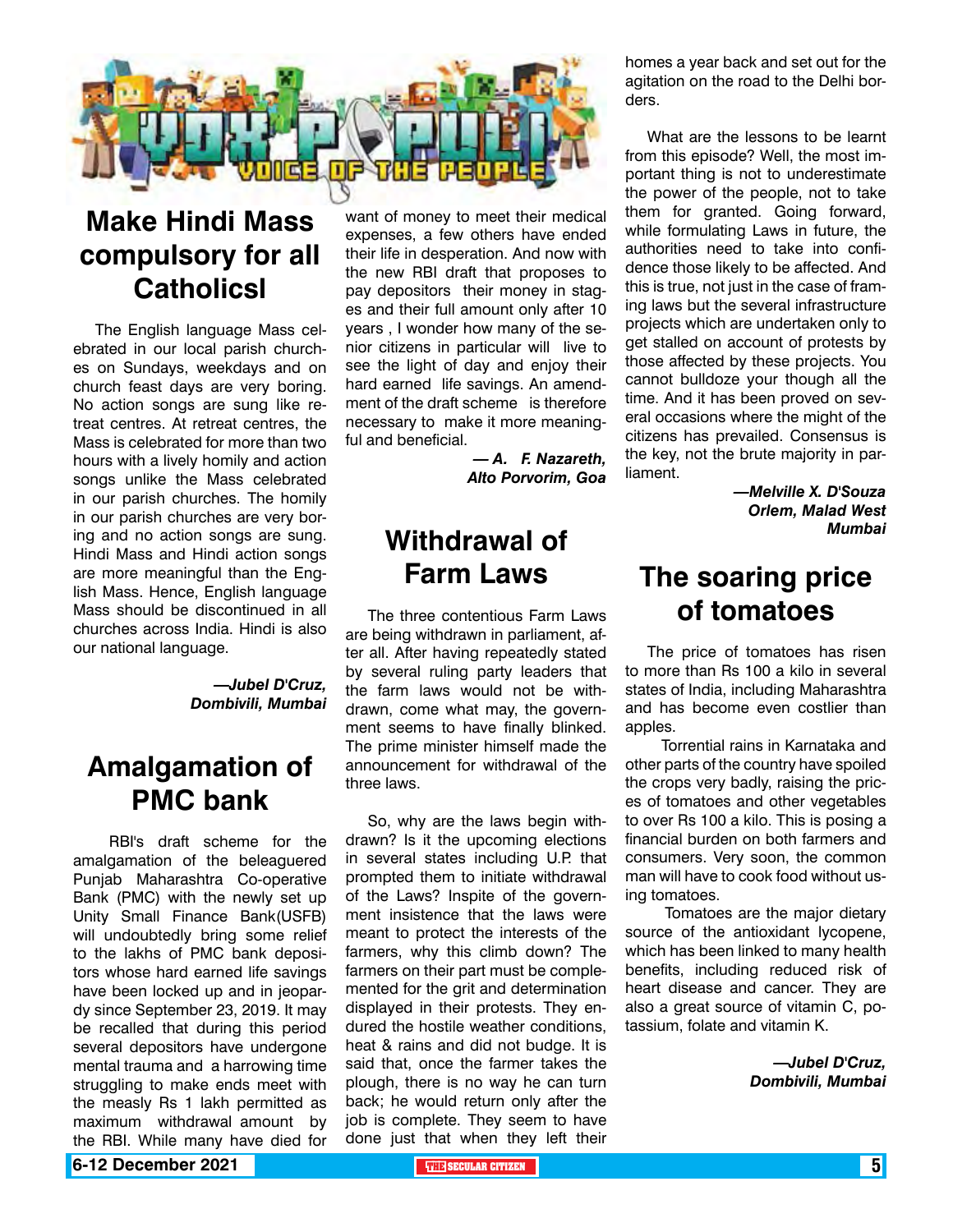# VOX POPULI — VOICE OF THE PEOPLE

## Make Hindi Mass compulsory for all Catholicsl

The English language Mass celebrated in our local parish churches on Sundays, weekdays and on church feast days are very boring. No action songs are sung like retreat centres. At retreat centres, the Mass is celebrated for more than two hours with a lively homily and action songs unlike the Mass celebrated in our parish churches. The homily in our parish churches are very boring and no action songs are sung. Hindi Mass and Hindi action songs are more meaningful than the English Mass. Hence, English language Mass should be discontinued in all churches across India. Hindi is also our national language.

***—Jubel D'Cruz, Dombivili, Mumbai***

## Amalgamation of PMC bank

RBI's draft scheme for the amalgamation of the beleaguered Punjab Maharashtra Co-operative Bank (PMC) with the newly set up Unity Small Finance Bank(USFB) will undoubtedly bring some relief to the lakhs of PMC bank depositors whose hard earned life savings have been locked up and in jeopardy since September 23, 2019. It may be recalled that during this period several depositors have undergone mental trauma and a harrowing time struggling to make ends meet with the measly Rs 1 lakh permitted as maximum withdrawal amount by the RBI. While many have died for want of money to meet their medical expenses, a few others have ended their life in desperation. And now with the new RBI draft that proposes to pay depositors their money in stages and their full amount only after 10 years , I wonder how many of the senior citizens in particular will live to see the light of day and enjoy their hard earned life savings. An amendment of the draft scheme is therefore necessary to make it more meaningful and beneficial.

***— A. F. Nazareth, Alto Porvorim, Goa***

## Withdrawal of Farm Laws

The three contentious Farm Laws are being withdrawn in parliament, after all. After having repeatedly stated by several ruling party leaders that the farm laws would not be withdrawn, come what may, the government seems to have finally blinked. The prime minister himself made the announcement for withdrawal of the three laws.

So, why are the laws begin withdrawn? Is it the upcoming elections in several states including U.P. that prompted them to initiate withdrawal of the Laws? Inspite of the government insistence that the laws were meant to protect the interests of the farmers, why this climb down? The farmers on their part must be complemented for the grit and determination displayed in their protests. They endured the hostile weather conditions, heat & rains and did not budge. It is said that, once the farmer takes the plough, there is no way he can turn back; he would return only after the job is complete. They seem to have done just that when they left their homes a year back and set out for the agitation on the road to the Delhi borders.

What are the lessons to be learnt from this episode? Well, the most important thing is not to underestimate the power of the people, not to take them for granted. Going forward, while formulating Laws in future, the authorities need to take into confidence those likely to be affected. And this is true, not just in the case of framing laws but the several infrastructure projects which are undertaken only to get stalled on account of protests by those affected by these projects. You cannot bulldoze your though all the time. And it has been proved on several occasions where the might of the citizens has prevailed. Consensus is the key, not the brute majority in parliament.

***—Melville X. D'Souza Orlem, Malad West Mumbai***

## The soaring price of tomatoes

The price of tomatoes has risen to more than Rs 100 a kilo in several states of India, including Maharashtra and has become even costlier than apples.

Torrential rains in Karnataka and other parts of the country have spoiled the crops very badly, raising the prices of tomatoes and other vegetables to over Rs 100 a kilo. This is posing a financial burden on both farmers and consumers. Very soon, the common man will have to cook food without using tomatoes.

Tomatoes are the major dietary source of the antioxidant lycopene, which has been linked to many health benefits, including reduced risk of heart disease and cancer. They are also a great source of vitamin C, potassium, folate and vitamin K.

***—Jubel D'Cruz, Dombivili, Mumbai***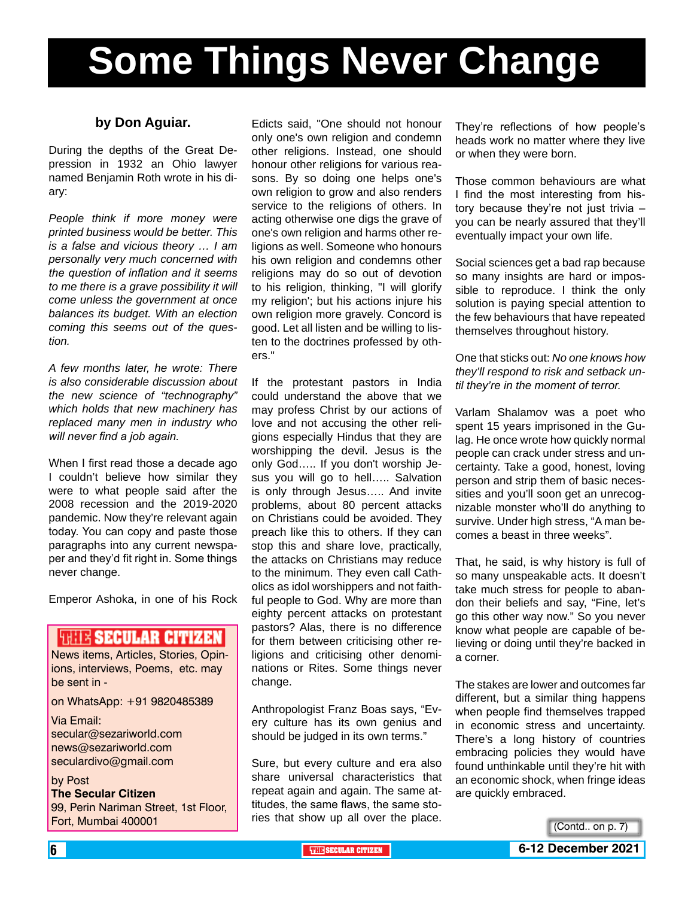# Some Things Never Change

**by Don Aguiar.**

During the depths of the Great Depression in 1932 an Ohio lawyer named Benjamin Roth wrote in his diary:

*People think if more money were printed business would be better. This is a false and vicious theory … I am personally very much concerned with the question of inflation and it seems to me there is a grave possibility it will come unless the government at once balances its budget. With an election coming this seems out of the question.*

*A few months later, he wrote: There is also considerable discussion about the new science of "technography" which holds that new machinery has replaced many men in industry who will never find a job again.*

When I first read those a decade ago I couldn't believe how similar they were to what people said after the 2008 recession and the 2019-2020 pandemic. Now they're relevant again today. You can copy and paste those paragraphs into any current newspaper and they'd fit right in. Some things never change.

Emperor Ashoka, in one of his Rock Edicts said, "One should not honour only one's own religion and condemn other religions. Instead, one should honour other religions for various reasons. By so doing one helps one's own religion to grow and also renders service to the religions of others. In acting otherwise one digs the grave of one's own religion and harms other religions as well. Someone who honours his own religion and condemns other religions may do so out of devotion to his religion, thinking, "I will glorify my religion'; but his actions injure his own religion more gravely. Concord is good. Let all listen and be willing to listen to the doctrines professed by others."

If the protestant pastors in India could understand the above that we may profess Christ by our actions of love and not accusing the other religions especially Hindus that they are worshipping the devil. Jesus is the only God….. If you don't worship Jesus you will go to hell….. Salvation is only through Jesus….. And invite problems, about 80 percent attacks on Christians could be avoided. They preach like this to others. If they can stop this and share love, practically, the attacks on Christians may reduce to the minimum. They even call Catholics as idol worshippers and not faithful people to God. Why are more than eighty percent attacks on protestant pastors? Alas, there is no difference for them between criticising other religions and criticising other denominations or Rites. Some things never change.

Anthropologist Franz Boas says, "Every culture has its own genius and should be judged in its own terms."

Sure, but every culture and era also share universal characteristics that repeat again and again. The same attitudes, the same flaws, the same stories that show up all over the place. They're reflections of how people's heads work no matter where they live or when they were born.

Those common behaviours are what I find the most interesting from history because they're not just trivia – you can be nearly assured that they'll eventually impact your own life.

Social sciences get a bad rap because so many insights are hard or impossible to reproduce. I think the only solution is paying special attention to the few behaviours that have repeated themselves throughout history.

One that sticks out: *No one knows how they'll respond to risk and setback until they're in the moment of terror.*

Varlam Shalamov was a poet who spent 15 years imprisoned in the Gulag. He once wrote how quickly normal people can crack under stress and uncertainty. Take a good, honest, loving person and strip them of basic necessities and you'll soon get an unrecognizable monster who'll do anything to survive. Under high stress, "A man becomes a beast in three weeks".

That, he said, is why history is full of so many unspeakable acts. It doesn't take much stress for people to abandon their beliefs and say, "Fine, let's go this other way now." So you never know what people are capable of believing or doing until they're backed in a corner.

The stakes are lower and outcomes far different, but a similar thing happens when people find themselves trapped in economic stress and uncertainty. There's a long history of countries embracing policies they would have found unthinkable until they're hit with an economic shock, when fringe ideas are quickly embraced.

(Contd.. on p. 7)

**THE SECULAR CITIZEN**

News items, Articles, Stories, Opinions, interviews, Poems, etc. may be sent in -

on WhatsApp: +91 9820485389

Via Email:
secular@sezariworld.com
news@sezariworld.com
seculardivo@gmail.com

by Post
**The Secular Citizen**
99, Perin Nariman Street, 1st Floor,
Fort, Mumbai 400001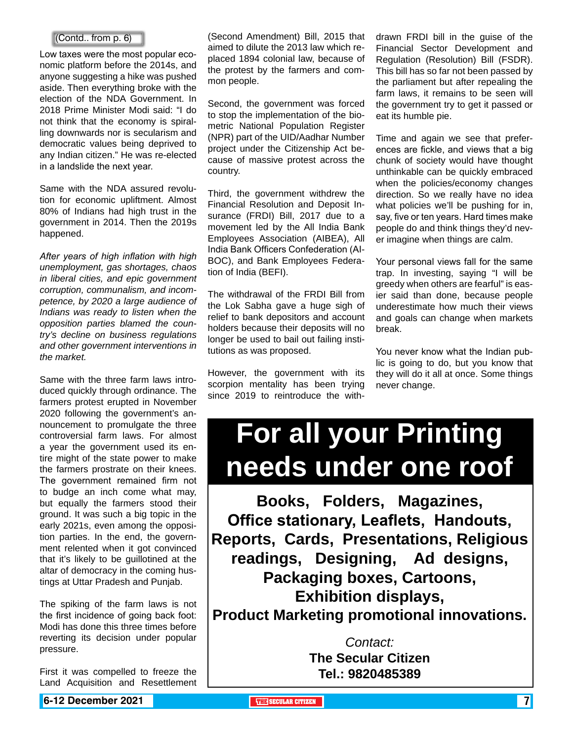(Contd.. from p. 6)

Low taxes were the most popular economic platform before the 2014s, and anyone suggesting a hike was pushed aside. Then everything broke with the election of the NDA Government. In 2018 Prime Minister Modi said: "I do not think that the economy is spiralling downwards nor is secularism and democratic values being deprived to any Indian citizen." He was re-elected in a landslide the next year.

Same with the NDA assured revolution for economic upliftment. Almost 80% of Indians had high trust in the government in 2014. Then the 2019s happened.

*After years of high inflation with high unemployment, gas shortages, chaos in liberal cities, and epic government corruption, communalism, and incompetence, by 2020 a large audience of Indians was ready to listen when the opposition parties blamed the country's decline on business regulations and other government interventions in the market.*

Same with the three farm laws introduced quickly through ordinance. The farmers protest erupted in November 2020 following the government's announcement to promulgate the three controversial farm laws. For almost a year the government used its entire might of the state power to make the farmers prostrate on their knees. The government remained firm not to budge an inch come what may, but equally the farmers stood their ground. It was such a big topic in the early 2021s, even among the opposition parties. In the end, the government relented when it got convinced that it's likely to be guillotined at the altar of democracy in the coming hustings at Uttar Pradesh and Punjab.

The spiking of the farm laws is not the first incidence of going back foot: Modi has done this three times before reverting its decision under popular pressure.

First it was compelled to freeze the Land Acquisition and Resettlement (Second Amendment) Bill, 2015 that aimed to dilute the 2013 law which replaced 1894 colonial law, because of the protest by the farmers and common people.

Second, the government was forced to stop the implementation of the biometric National Population Register (NPR) part of the UID/Aadhar Number project under the Citizenship Act because of massive protest across the country.

Third, the government withdrew the Financial Resolution and Deposit Insurance (FRDI) Bill, 2017 due to a movement led by the All India Bank Employees Association (AIBEA), All India Bank Officers Confederation (AIBOC), and Bank Employees Federation of India (BEFI).

The withdrawal of the FRDI Bill from the Lok Sabha gave a huge sigh of relief to bank depositors and account holders because their deposits will no longer be used to bail out failing institutions as was proposed.

However, the government with its scorpion mentality has been trying since 2019 to reintroduce the withdrawn FRDI bill in the guise of the Financial Sector Development and Regulation (Resolution) Bill (FSDR). This bill has so far not been passed by the parliament but after repealing the farm laws, it remains to be seen will the government try to get it passed or eat its humble pie.

Time and again we see that preferences are fickle, and views that a big chunk of society would have thought unthinkable can be quickly embraced when the policies/economy changes direction. So we really have no idea what policies we'll be pushing for in, say, five or ten years. Hard times make people do and think things they'd never imagine when things are calm.

Your personal views fall for the same trap. In investing, saying "I will be greedy when others are fearful" is easier said than done, because people underestimate how much their views and goals can change when markets break.

You never know what the Indian public is going to do, but you know that they will do it all at once. Some things never change.

# For all your Printing needs under one roof

**Books, Folders, Magazines, Office stationary, Leaflets, Handouts, Reports, Cards, Presentations, Religious readings, Designing, Ad designs, Packaging boxes, Cartoons, Exhibition displays, Product Marketing promotional innovations.**

*Contact:*

**The Secular Citizen**

**Tel.: 9820485389**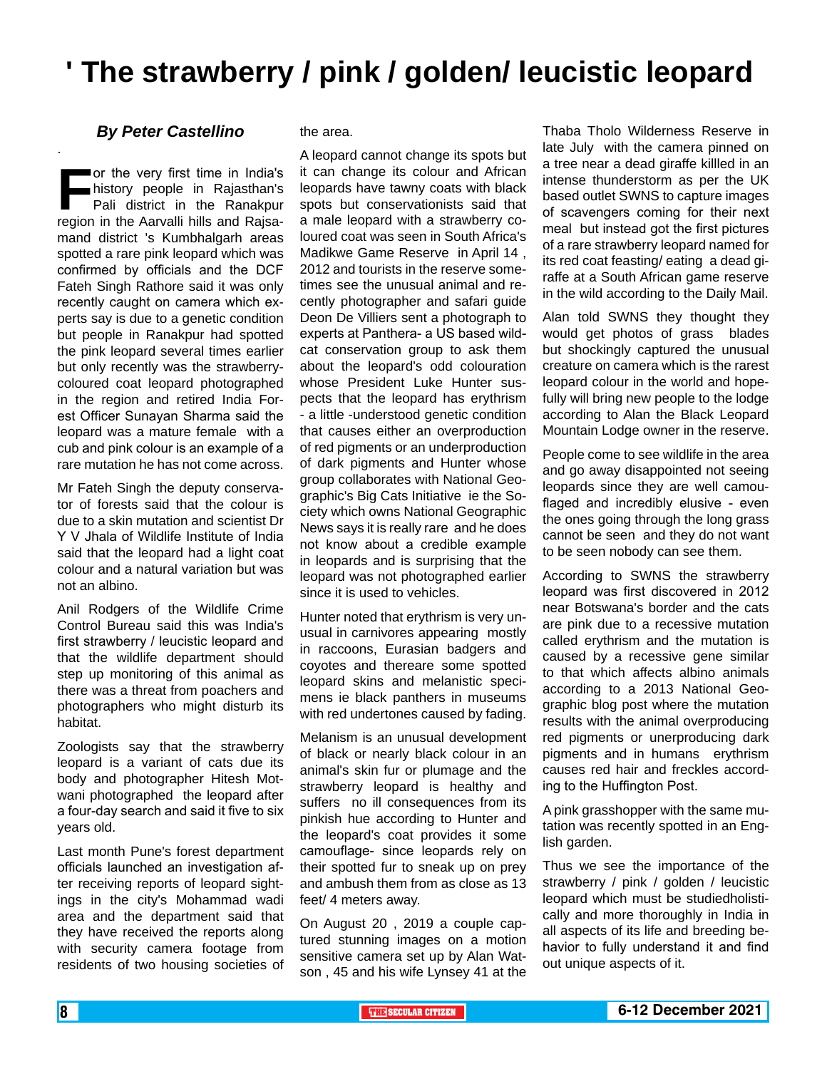# ' The strawberry / pink / golden/ leucistic leopard

***By Peter Castellino***

For the very first time in India's history people in Rajasthan's Pali district in the Ranakpur region in the Aarvalli hills and Rajsamand district 's Kumbhalgarh areas spotted a rare pink leopard which was confirmed by officials and the DCF Fateh Singh Rathore said it was only recently caught on camera which experts say is due to a genetic condition but people in Ranakpur had spotted the pink leopard several times earlier but only recently was the strawberry-coloured coat leopard photographed in the region and retired India Forest Officer Sunayan Sharma said the leopard was a mature female with a cub and pink colour is an example of a rare mutation he has not come across.

Mr Fateh Singh the deputy conservator of forests said that the colour is due to a skin mutation and scientist Dr Y V Jhala of Wildlife Institute of India said that the leopard had a light coat colour and a natural variation but was not an albino.

Anil Rodgers of the Wildlife Crime Control Bureau said this was India's first strawberry / leucistic leopard and that the wildlife department should step up monitoring of this animal as there was a threat from poachers and photographers who might disturb its habitat.

Zoologists say that the strawberry leopard is a variant of cats due its body and photographer Hitesh Motwani photographed the leopard after a four-day search and said it five to six years old.

Last month Pune's forest department officials launched an investigation after receiving reports of leopard sightings in the city's Mohammad wadi area and the department said that they have received the reports along with security camera footage from residents of two housing societies of the area.

A leopard cannot change its spots but it can change its colour and African leopards have tawny coats with black spots but conservationists said that a male leopard with a strawberry coloured coat was seen in South Africa's Madikwe Game Reserve in April 14 , 2012 and tourists in the reserve sometimes see the unusual animal and recently photographer and safari guide Deon De Villiers sent a photograph to experts at Panthera- a US based wildcat conservation group to ask them about the leopard's odd colouration whose President Luke Hunter suspects that the leopard has erythrism - a little -understood genetic condition that causes either an overproduction of red pigments or an underproduction of dark pigments and Hunter whose group collaborates with National Geographic's Big Cats Initiative ie the Society which owns National Geographic News says it is really rare and he does not know about a credible example in leopards and is surprising that the leopard was not photographed earlier since it is used to vehicles.

Hunter noted that erythrism is very unusual in carnivores appearing mostly in raccoons, Eurasian badgers and coyotes and thereare some spotted leopard skins and melanistic specimens ie black panthers in museums with red undertones caused by fading.

Melanism is an unusual development of black or nearly black colour in an animal's skin fur or plumage and the strawberry leopard is healthy and suffers no ill consequences from its pinkish hue according to Hunter and the leopard's coat provides it some camouflage- since leopards rely on their spotted fur to sneak up on prey and ambush them from as close as 13 feet/ 4 meters away.

On August 20 , 2019 a couple captured stunning images on a motion sensitive camera set up by Alan Watson , 45 and his wife Lynsey 41 at the Thaba Tholo Wilderness Reserve in late July with the camera pinned on a tree near a dead giraffe killled in an intense thunderstorm as per the UK based outlet SWNS to capture images of scavengers coming for their next meal but instead got the first pictures of a rare strawberry leopard named for its red coat feasting/ eating a dead giraffe at a South African game reserve in the wild according to the Daily Mail.

Alan told SWNS they thought they would get photos of grass blades but shockingly captured the unusual creature on camera which is the rarest leopard colour in the world and hopefully will bring new people to the lodge according to Alan the Black Leopard Mountain Lodge owner in the reserve.

People come to see wildlife in the area and go away disappointed not seeing leopards since they are well camouflaged and incredibly elusive - even the ones going through the long grass cannot be seen and they do not want to be seen nobody can see them.

According to SWNS the strawberry leopard was first discovered in 2012 near Botswana's border and the cats are pink due to a recessive mutation called erythrism and the mutation is caused by a recessive gene similar to that which affects albino animals according to a 2013 National Geographic blog post where the mutation results with the animal overproducing red pigments or unerproducing dark pigments and in humans erythrism causes red hair and freckles according to the Huffington Post.

A pink grasshopper with the same mutation was recently spotted in an English garden.

Thus we see the importance of the strawberry / pink / golden / leucistic leopard which must be studiedholistically and more thoroughly in India in all aspects of its life and breeding behavior to fully understand it and find out unique aspects of it.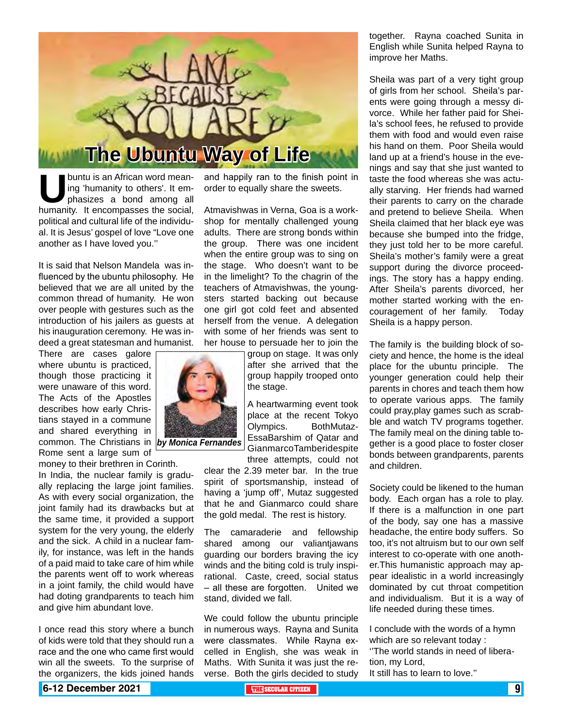# The Ubuntu Way of Life

*by Monica Fernandes*

Ubuntu is an African word meaning 'humanity to others'. It emphasizes a bond among all humanity. It encompasses the social, political and cultural life of the individual. It is Jesus' gospel of love "Love one another as I have loved you.''

It is said that Nelson Mandela was influenced by the ubuntu philosophy. He believed that we are all united by the common thread of humanity. He won over people with gestures such as the introduction of his jailers as guests at his inauguration ceremony. He was indeed a great statesman and humanist. There are cases galore where ubuntu is practiced, though those practicing it were unaware of this word. The Acts of the Apostles describes how early Christians stayed in a commune and shared everything in common. The Christians in Rome sent a large sum of money to their brethren in Corinth.

In India, the nuclear family is gradually replacing the large joint families. As with every social organization, the joint family had its drawbacks but at the same time, it provided a support system for the very young, the elderly and the sick. A child in a nuclear family, for instance, was left in the hands of a paid maid to take care of him while the parents went off to work whereas in a joint family, the child would have had doting grandparents to teach him and give him abundant love.

I once read this story where a bunch of kids were told that they should run a race and the one who came first would win all the sweets. To the surprise of the organizers, the kids joined hands and happily ran to the finish point in order to equally share the sweets.

Atmavishwas in Verna, Goa is a workshop for mentally challenged young adults. There are strong bonds within the group. There was one incident when the entire group was to sing on the stage. Who doesn't want to be in the limelight? To the chagrin of the teachers of Atmavishwas, the youngsters started backing out because one girl got cold feet and absented herself from the venue. A delegation with some of her friends was sent to her house to persuade her to join the group on stage. It was only after she arrived that the group happily trooped onto the stage.

A heartwarming event took place at the recent Tokyo Olympics. BothMutaz-EssaBarshim of Qatar and GianmarcoTamberidespite three attempts, could not clear the 2.39 meter bar. In the true spirit of sportsmanship, instead of having a 'jump off', Mutaz suggested that he and Gianmarco could share the gold medal. The rest is history.

The camaraderie and fellowship shared among our valiantjawans guarding our borders braving the icy winds and the biting cold is truly inspirational. Caste, creed, social status – all these are forgotten. United we stand, divided we fall.

We could follow the ubuntu principle in numerous ways. Rayna and Sunita were classmates. While Rayna excelled in English, she was weak in Maths. With Sunita it was just the reverse. Both the girls decided to study together. Rayna coached Sunita in English while Sunita helped Rayna to improve her Maths.

Sheila was part of a very tight group of girls from her school. Sheila's parents were going through a messy divorce. While her father paid for Sheila's school fees, he refused to provide them with food and would even raise his hand on them. Poor Sheila would land up at a friend's house in the evenings and say that she just wanted to taste the food whereas she was actually starving. Her friends had warned their parents to carry on the charade and pretend to believe Sheila. When Sheila claimed that her black eye was because she bumped into the fridge, they just told her to be more careful. Sheila's mother's family were a great support during the divorce proceedings. The story has a happy ending. After Sheila's parents divorced, her mother started working with the encouragement of her family. Today Sheila is a happy person.

The family is the building block of society and hence, the home is the ideal place for the ubuntu principle. The younger generation could help their parents in chores and teach them how to operate various apps. The family could pray,play games such as scrabble and watch TV programs together. The family meal on the dining table together is a good place to foster closer bonds between grandparents, parents and children.

Society could be likened to the human body. Each organ has a role to play. If there is a malfunction in one part of the body, say one has a massive headache, the entire body suffers. So too, it's not altruism but to our own self interest to co-operate with one another.This humanistic approach may appear idealistic in a world increasingly dominated by cut throat competition and individualism. But it is a way of life needed during these times.

I conclude with the words of a hymn which are so relevant today :
''The world stands in need of liberation, my Lord,
It still has to learn to love.''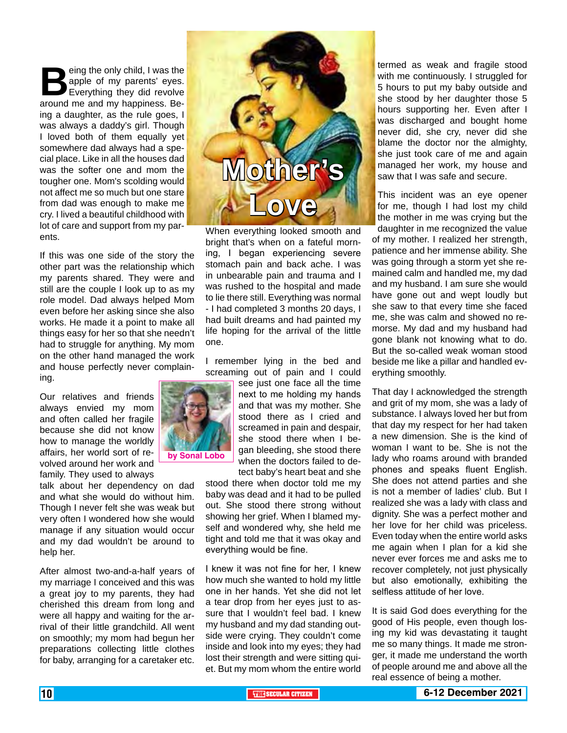# Mother's Love

by Sonal Lobo

Being the only child, I was the apple of my parents' eyes. Everything they did revolve around me and my happiness. Being a daughter, as the rule goes, I was always a daddy's girl. Though I loved both of them equally yet somewhere dad always had a special place. Like in all the houses dad was the softer one and mom the tougher one. Mom's scolding would not affect me so much but one stare from dad was enough to make me cry. I lived a beautiful childhood with lot of care and support from my parents.

If this was one side of the story the other part was the relationship which my parents shared. They were and still are the couple I look up to as my role model. Dad always helped Mom even before her asking since she also works. He made it a point to make all things easy for her so that she needn't had to struggle for anything. My mom on the other hand managed the work and house perfectly never complaining.

Our relatives and friends always envied my mom and often called her fragile because she did not know how to manage the worldly affairs, her world sort of revolved around her work and family. They used to always talk about her dependency on dad and what she would do without him. Though I never felt she was weak but very often I wondered how she would manage if any situation would occur and my dad wouldn't be around to help her.

After almost two-and-a-half years of my marriage I conceived and this was a great joy to my parents, they had cherished this dream from long and were all happy and waiting for the arrival of their little grandchild. All went on smoothly; my mom had begun her preparations collecting little clothes for baby, arranging for a caretaker etc.

When everything looked smooth and bright that's when on a fateful morning, I began experiencing severe stomach pain and back ache. I was in unbearable pain and trauma and I was rushed to the hospital and made to lie there still. Everything was normal - I had completed 3 months 20 days, I had built dreams and had painted my life hoping for the arrival of the little one.

I remember lying in the bed and screaming out of pain and I could see just one face all the time next to me holding my hands and that was my mother. She stood there as I cried and screamed in pain and despair, she stood there when I began bleeding, she stood there when the doctors failed to detect baby's heart beat and she stood there when doctor told me my baby was dead and it had to be pulled out. She stood there strong without showing her grief. When I blamed myself and wondered why, she held me tight and told me that it was okay and everything would be fine.

I knew it was not fine for her, I knew how much she wanted to hold my little one in her hands. Yet she did not let a tear drop from her eyes just to assure that I wouldn't feel bad. I knew my husband and my dad standing outside were crying. They couldn't come inside and look into my eyes; they had lost their strength and were sitting quiet. But my mom whom the entire world termed as weak and fragile stood with me continuously. I struggled for 5 hours to put my baby outside and she stood by her daughter those 5 hours supporting her. Even after I was discharged and bought home never did, she cry, never did she blame the doctor nor the almighty, she just took care of me and again managed her work, my house and saw that I was safe and secure.

This incident was an eye opener for me, though I had lost my child the mother in me was crying but the daughter in me recognized the value of my mother. I realized her strength, patience and her immense ability. She was going through a storm yet she remained calm and handled me, my dad and my husband. I am sure she would have gone out and wept loudly but she saw to that every time she faced me, she was calm and showed no remorse. My dad and my husband had gone blank not knowing what to do. But the so-called weak woman stood beside me like a pillar and handled everything smoothly.

That day I acknowledged the strength and grit of my mom, she was a lady of substance. I always loved her but from that day my respect for her had taken a new dimension. She is the kind of woman I want to be. She is not the lady who roams around with branded phones and speaks fluent English. She does not attend parties and she is not a member of ladies' club. But I realized she was a lady with class and dignity. She was a perfect mother and her love for her child was priceless. Even today when the entire world asks me again when I plan for a kid she never ever forces me and asks me to recover completely, not just physically but also emotionally, exhibiting the selfless attitude of her love.

It is said God does everything for the good of His people, even though losing my kid was devastating it taught me so many things. It made me stronger, it made me understand the worth of people around me and above all the real essence of being a mother.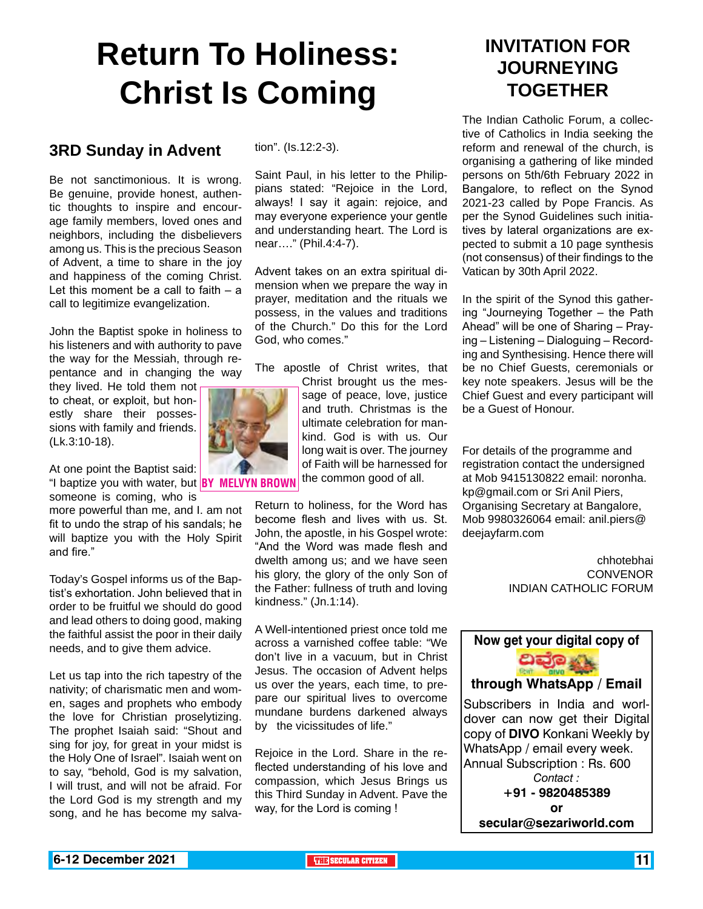# Return To Holiness: Christ Is Coming

### 3RD Sunday in Advent

**BY MELVYN BROWN**

Be not sanctimonious. It is wrong. Be genuine, provide honest, authentic thoughts to inspire and encourage family members, loved ones and neighbors, including the disbelievers among us. This is the precious Season of Advent, a time to share in the joy and happiness of the coming Christ. Let this moment be a call to faith – a call to legitimize evangelization.

John the Baptist spoke in holiness to his listeners and with authority to pave the way for the Messiah, through repentance and in changing the way they lived. He told them not to cheat, or exploit, but honestly share their possessions with family and friends. (Lk.3:10-18).

At one point the Baptist said: "I baptize you with water, but someone is coming, who is more powerful than me, and I. am not fit to undo the strap of his sandals; he will baptize you with the Holy Spirit and fire."

Today's Gospel informs us of the Baptist's exhortation. John believed that in order to be fruitful we should do good and lead others to doing good, making the faithful assist the poor in their daily needs, and to give them advice.

Let us tap into the rich tapestry of the nativity; of charismatic men and women, sages and prophets who embody the love for Christian proselytizing. The prophet Isaiah said: "Shout and sing for joy, for great in your midst is the Holy One of Israel". Isaiah went on to say, "behold, God is my salvation, I will trust, and will not be afraid. For the Lord God is my strength and my song, and he has become my salvation". (Is.12:2-3).

Saint Paul, in his letter to the Philippians stated: "Rejoice in the Lord, always! I say it again: rejoice, and may everyone experience your gentle and understanding heart. The Lord is near…." (Phil.4:4-7).

Advent takes on an extra spiritual dimension when we prepare the way in prayer, meditation and the rituals we possess, in the values and traditions of the Church." Do this for the Lord God, who comes."

The apostle of Christ writes, that Christ brought us the message of peace, love, justice and truth. Christmas is the ultimate celebration for mankind. God is with us. Our long wait is over. The journey of Faith will be harnessed for the common good of all.

Return to holiness, for the Word has become flesh and lives with us. St. John, the apostle, in his Gospel wrote: "And the Word was made flesh and dwelth among us; and we have seen his glory, the glory of the only Son of the Father: fullness of truth and loving kindness." (Jn.1:14).

A Well-intentioned priest once told me across a varnished coffee table: "We don't live in a vacuum, but in Christ Jesus. The occasion of Advent helps us over the years, each time, to prepare our spiritual lives to overcome mundane burdens darkened always by the vicissitudes of life."

Rejoice in the Lord. Share in the reflected understanding of his love and compassion, which Jesus Brings us this Third Sunday in Advent. Pave the way, for the Lord is coming !

## INVITATION FOR JOURNEYING TOGETHER

The Indian Catholic Forum, a collective of Catholics in India seeking the reform and renewal of the church, is organising a gathering of like minded persons on 5th/6th February 2022 in Bangalore, to reflect on the Synod 2021-23 called by Pope Francis. As per the Synod Guidelines such initiatives by lateral organizations are expected to submit a 10 page synthesis (not consensus) of their findings to the Vatican by 30th April 2022.

In the spirit of the Synod this gathering "Journeying Together – the Path Ahead" will be one of Sharing – Praying – Listening – Dialoguing – Recording and Synthesising. Hence there will be no Chief Guests, ceremonials or key note speakers. Jesus will be the Chief Guest and every participant will be a Guest of Honour.

For details of the programme and registration contact the undersigned at Mob 9415130822 email: noronha.kp@gmail.com or Sri Anil Piers, Organising Secretary at Bangalore, Mob 9980326064 email: anil.piers@deejayfarm.com

chhotebhai
CONVENOR
INDIAN CATHOLIC FORUM

**Now get your digital copy of DIVO through WhatsApp / Email**

Subscribers in India and worldover can now get their Digital copy of **DIVO** Konkani Weekly by WhatsApp / email every week. Annual Subscription : Rs. 600

*Contact :*
**+91 - 9820485389**
**or**
**secular@sezariworld.com**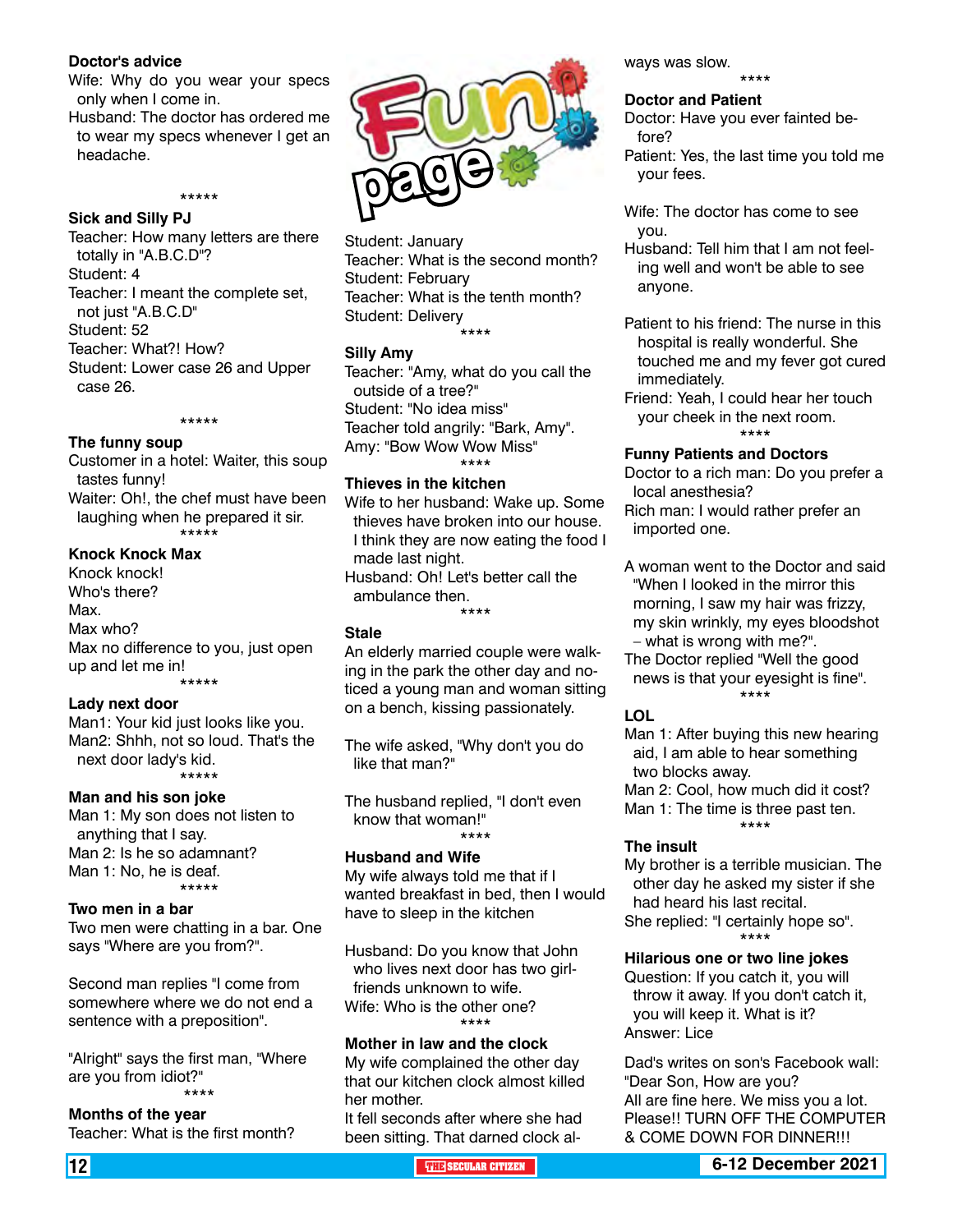# Fun page

### Doctor's advice

Wife: Why do you wear your specs only when I come in.

Husband: The doctor has ordered me to wear my specs whenever I get an headache.

*****

### Sick and Silly PJ

Teacher: How many letters are there totally in "A.B.C.D"?

Student: 4

Teacher: I meant the complete set, not just "A.B.C.D"

Student: 52

Teacher: What?! How?

Student: Lower case 26 and Upper case 26.

*****

### The funny soup

Customer in a hotel: Waiter, this soup tastes funny!

Waiter: Oh!, the chef must have been laughing when he prepared it sir.

*****

### Knock Knock Max

Knock knock!

Who's there?

Max.

Max who?

Max no difference to you, just open up and let me in!

*****

### Lady next door

Man1: Your kid just looks like you.

Man2: Shhh, not so loud. That's the next door lady's kid.

*****

### Man and his son joke

Man 1: My son does not listen to anything that I say.

Man 2: Is he so adamnant?

Man 1: No, he is deaf.

*****

### Two men in a bar

Two men were chatting in a bar. One says "Where are you from?".

Second man replies "I come from somewhere where we do not end a sentence with a preposition".

"Alright" says the first man, "Where are you from idiot?"

****

### Months of the year

Teacher: What is the first month?

Student: January

Teacher: What is the second month?

Student: February

Teacher: What is the tenth month?

Student: Delivery

****

### Silly Amy

Teacher: "Amy, what do you call the outside of a tree?"

Student: "No idea miss"

Teacher told angrily: "Bark, Amy".

Amy: "Bow Wow Wow Miss"

****

### Thieves in the kitchen

Wife to her husband: Wake up. Some thieves have broken into our house. I think they are now eating the food I made last night.

Husband: Oh! Let's better call the ambulance then.

****

### Stale

An elderly married couple were walking in the park the other day and noticed a young man and woman sitting on a bench, kissing passionately.

The wife asked, "Why don't you do like that man?"

The husband replied, "I don't even know that woman!"

****

### Husband and Wife

My wife always told me that if I wanted breakfast in bed, then I would have to sleep in the kitchen

Husband: Do you know that John who lives next door has two girlfriends unknown to wife.

Wife: Who is the other one?

****

### Mother in law and the clock

My wife complained the other day that our kitchen clock almost killed her mother.

It fell seconds after where she had been sitting. That darned clock always was slow.

****

### Doctor and Patient

Doctor: Have you ever fainted before?

Patient: Yes, the last time you told me your fees.

Wife: The doctor has come to see you.

Husband: Tell him that I am not feeling well and won't be able to see anyone.

Patient to his friend: The nurse in this hospital is really wonderful. She touched me and my fever got cured immediately.

Friend: Yeah, I could hear her touch your cheek in the next room.

****

### Funny Patients and Doctors

Doctor to a rich man: Do you prefer a local anesthesia?

Rich man: I would rather prefer an imported one.

A woman went to the Doctor and said "When I looked in the mirror this morning, I saw my hair was frizzy, my skin wrinkly, my eyes bloodshot – what is wrong with me?".

The Doctor replied "Well the good news is that your eyesight is fine".

****

### LOL

Man 1: After buying this new hearing aid, I am able to hear something two blocks away.

Man 2: Cool, how much did it cost?

Man 1: The time is three past ten.

****

### The insult

My brother is a terrible musician. The other day he asked my sister if she had heard his last recital.

She replied: "I certainly hope so".

****

### Hilarious one or two line jokes

Question: If you catch it, you will throw it away. If you don't catch it, you will keep it. What is it?

Answer: Lice

Dad's writes on son's Facebook wall: "Dear Son, How are you?

All are fine here. We miss you a lot. Please!! TURN OFF THE COMPUTER & COME DOWN FOR DINNER!!!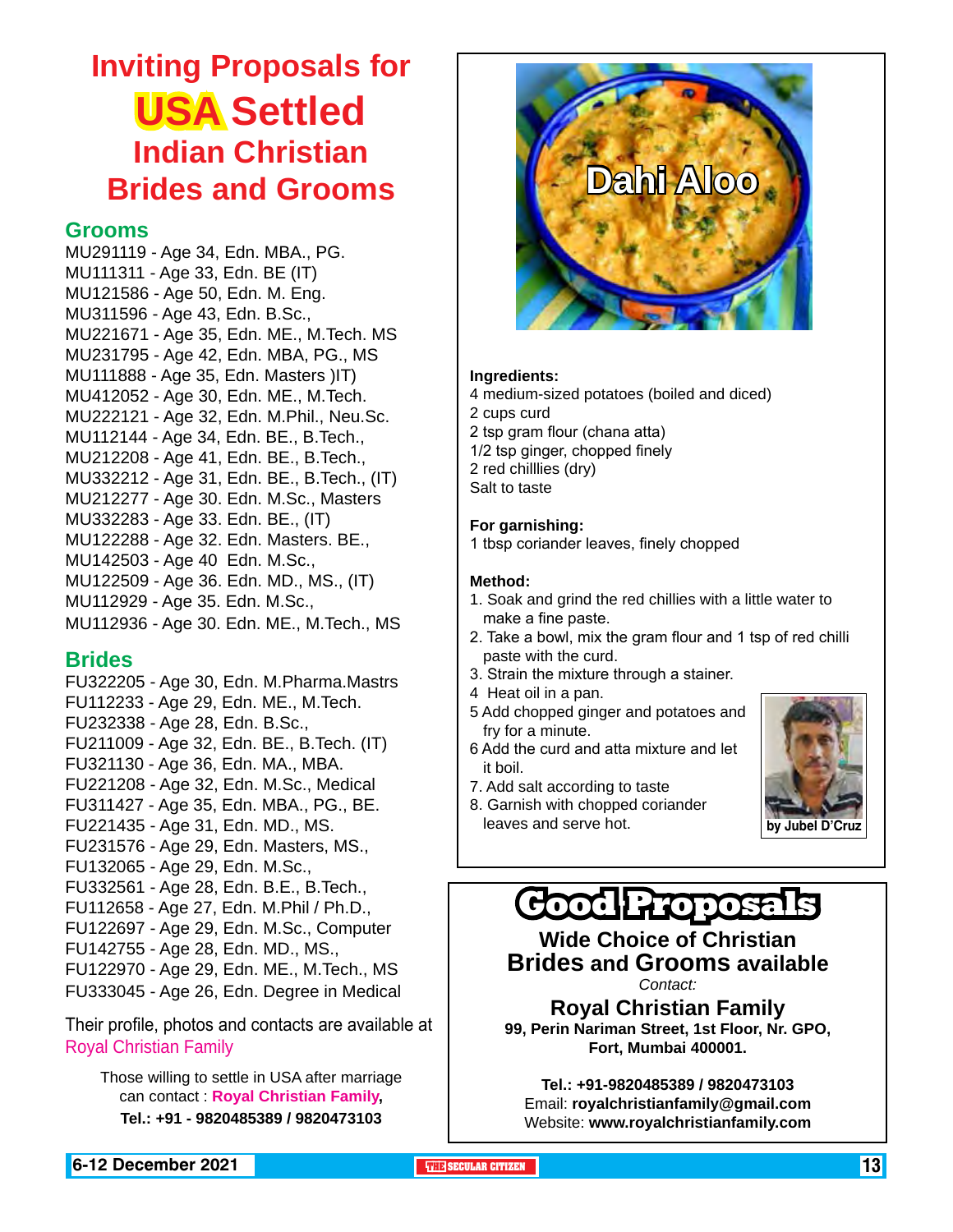# Inviting Proposals for USA Settled Indian Christian Brides and Grooms

## Grooms

MU291119 - Age 34, Edn. MBA., PG.
MU111311 - Age 33, Edn. BE (IT)
MU121586 - Age 50, Edn. M. Eng.
MU311596 - Age 43, Edn. B.Sc.,
MU221671 - Age 35, Edn. ME., M.Tech. MS
MU231795 - Age 42, Edn. MBA, PG., MS
MU111888 - Age 35, Edn. Masters )IT)
MU412052 - Age 30, Edn. ME., M.Tech.
MU222121 - Age 32, Edn. M.Phil., Neu.Sc.
MU112144 - Age 34, Edn. BE., B.Tech.,
MU212208 - Age 41, Edn. BE., B.Tech.,
MU332212 - Age 31, Edn. BE., B.Tech., (IT)
MU212277 - Age 30. Edn. M.Sc., Masters
MU332283 - Age 33. Edn. BE., (IT)
MU122288 - Age 32. Edn. Masters. BE.,
MU142503 - Age 40 Edn. M.Sc.,
MU122509 - Age 36. Edn. MD., MS., (IT)
MU112929 - Age 35. Edn. M.Sc.,
MU112936 - Age 30. Edn. ME., M.Tech., MS

## Brides

FU322205 - Age 30, Edn. M.Pharma.Mastrs
FU112233 - Age 29, Edn. ME., M.Tech.
FU232338 - Age 28, Edn. B.Sc.,
FU211009 - Age 32, Edn. BE., B.Tech. (IT)
FU321130 - Age 36, Edn. MA., MBA.
FU221208 - Age 32, Edn. M.Sc., Medical
FU311427 - Age 35, Edn. MBA., PG., BE.
FU221435 - Age 31, Edn. MD., MS.
FU231576 - Age 29, Edn. Masters, MS.,
FU132065 - Age 29, Edn. M.Sc.,
FU332561 - Age 28, Edn. B.E., B.Tech.,
FU112658 - Age 27, Edn. M.Phil / Ph.D.,
FU122697 - Age 29, Edn. M.Sc., Computer
FU142755 - Age 28, Edn. MD., MS.,
FU122970 - Age 29, Edn. ME., M.Tech., MS
FU333045 - Age 26, Edn. Degree in Medical

Their profile, photos and contacts are available at Royal Christian Family

Those willing to settle in USA after marriage can contact : **Royal Christian Family,**
**Tel.: +91 - 9820485389 / 9820473103**

# Dahi Aloo

**Ingredients:**
4 medium-sized potatoes (boiled and diced)
2 cups curd
2 tsp gram flour (chana atta)
1/2 tsp ginger, chopped finely
2 red chilllies (dry)
Salt to taste

**For garnishing:**
1 tbsp coriander leaves, finely chopped

**Method:**
1. Soak and grind the red chillies with a little water to make a fine paste.
2. Take a bowl, mix the gram flour and 1 tsp of red chilli paste with the curd.
3. Strain the mixture through a stainer.
4 Heat oil in a pan.
5 Add chopped ginger and potatoes and fry for a minute.
6 Add the curd and atta mixture and let it boil.
7. Add salt according to taste
8. Garnish with chopped coriander leaves and serve hot.

**by Jubel D'Cruz**

# Good Proposals

**Wide Choice of Christian Brides and Grooms available**

*Contact:*

**Royal Christian Family**
**99, Perin Nariman Street, 1st Floor, Nr. GPO, Fort, Mumbai 400001.**

**Tel.: +91-9820485389 / 9820473103**
Email: **royalchristianfamily@gmail.com**
Website: **www.royalchristianfamily.com**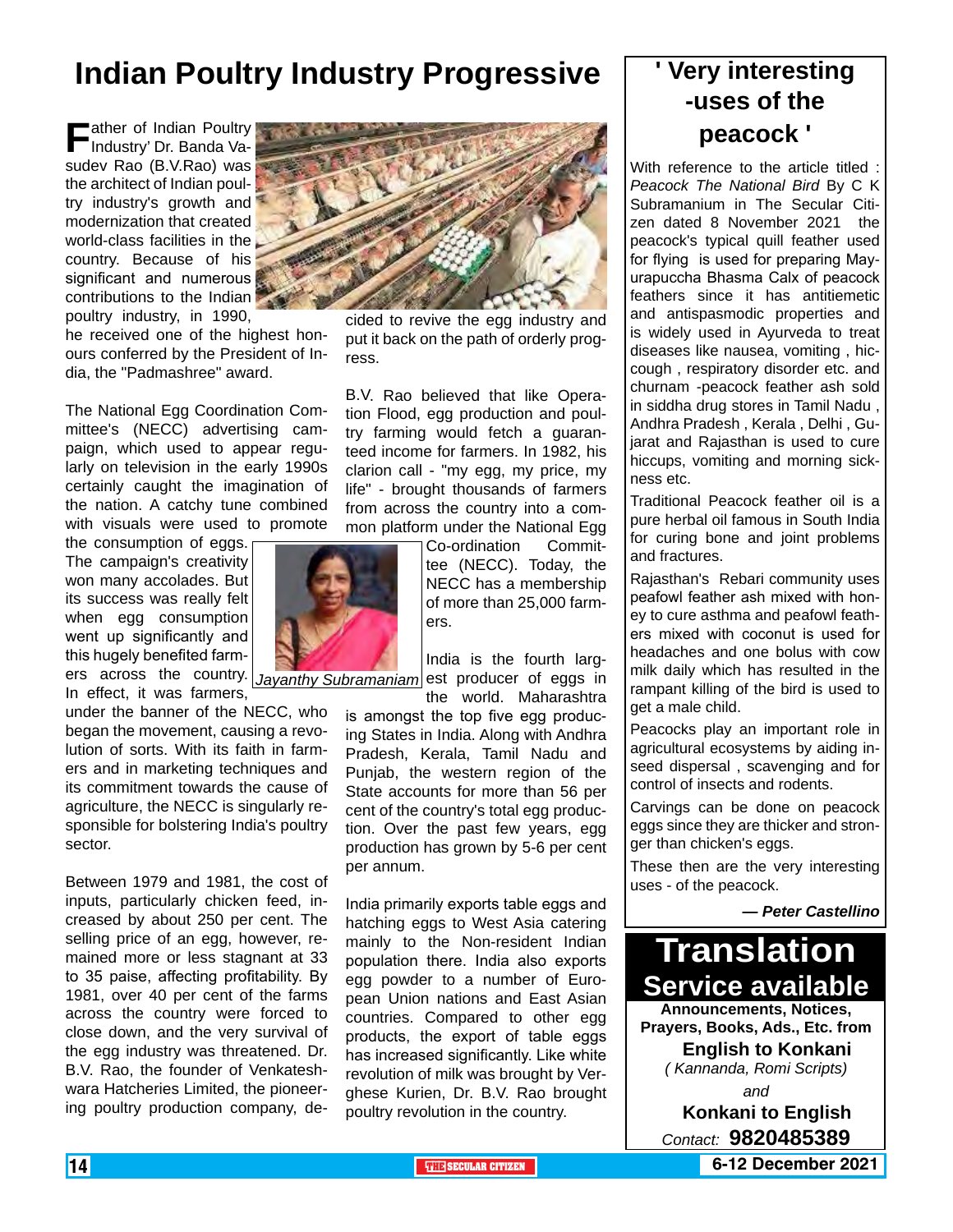# Indian Poultry Industry Progressive

Father of Indian Poultry Industry' Dr. Banda Vasudev Rao (B.V.Rao) was the architect of Indian poultry industry's growth and modernization that created world-class facilities in the country. Because of his significant and numerous contributions to the Indian poultry industry, in 1990, he received one of the highest honours conferred by the President of India, the "Padmashree" award.

The National Egg Coordination Committee's (NECC) advertising campaign, which used to appear regularly on television in the early 1990s certainly caught the imagination of the nation. A catchy tune combined with visuals were used to promote the consumption of eggs. The campaign's creativity won many accolades. But its success was really felt when egg consumption went up significantly and this hugely benefited farmers across the country. In effect, it was farmers, under the banner of the NECC, who began the movement, causing a revolution of sorts. With its faith in farmers and in marketing techniques and its commitment towards the cause of agriculture, the NECC is singularly responsible for bolstering India's poultry sector.

Between 1979 and 1981, the cost of inputs, particularly chicken feed, increased by about 250 per cent. The selling price of an egg, however, remained more or less stagnant at 33 to 35 paise, affecting profitability. By 1981, over 40 per cent of the farms across the country were forced to close down, and the very survival of the egg industry was threatened. Dr. B.V. Rao, the founder of Venkateshwara Hatcheries Limited, the pioneering poultry production company, decided to revive the egg industry and put it back on the path of orderly progress.

B.V. Rao believed that like Operation Flood, egg production and poultry farming would fetch a guaranteed income for farmers. In 1982, his clarion call - "my egg, my price, my life" - brought thousands of farmers from across the country into a common platform under the National Egg Co-ordination Committee (NECC). Today, the NECC has a membership of more than 25,000 farmers.

*Jayanthy Subramaniam*

India is the fourth largest producer of eggs in the world. Maharashtra is amongst the top five egg producing States in India. Along with Andhra Pradesh, Kerala, Tamil Nadu and Punjab, the western region of the State accounts for more than 56 per cent of the country's total egg production. Over the past few years, egg production has grown by 5-6 per cent per annum.

India primarily exports table eggs and hatching eggs to West Asia catering mainly to the Non-resident Indian population there. India also exports egg powder to a number of European Union nations and East Asian countries. Compared to other egg products, the export of table eggs has increased significantly. Like white revolution of milk was brought by Verghese Kurien, Dr. B.V. Rao brought poultry revolution in the country.

---

## ' Very interesting -uses of the peacock '

With reference to the article titled : *Peacock The National Bird* By C K Subramanium in The Secular Citizen dated 8 November 2021 the peacock's typical quill feather used for flying is used for preparing Mayurapuccha Bhasma Calx of peacock feathers since it has antiemetic and antispasmodic properties and is widely used in Ayurveda to treat diseases like nausea, vomiting , hiccough , respiratory disorder etc. and churnam -peacock feather ash sold in siddha drug stores in Tamil Nadu , Andhra Pradesh , Kerala , Delhi , Gujarat and Rajasthan is used to cure hiccups, vomiting and morning sickness etc.

Traditional Peacock feather oil is a pure herbal oil famous in South India for curing bone and joint problems and fractures.

Rajasthan's Rebari community uses peafowl feather ash mixed with honey to cure asthma and peafowl feathers mixed with coconut is used for headaches and one bolus with cow milk daily which has resulted in the rampant killing of the bird is used to get a male child.

Peacocks play an important role in agricultural ecosystems by aiding inseed dispersal , scavenging and for control of insects and rodents.

Carvings can be done on peacock eggs since they are thicker and stronger than chicken's eggs.

These then are the very interesting uses - of the peacock.

***— Peter Castellino***

---

# Translation Service available

**Announcements, Notices, Prayers, Books, Ads., Etc. from**

**English to Konkani**

*( Kannanda, Romi Scripts)*

*and*

**Konkani to English**

*Contact:* **9820485389**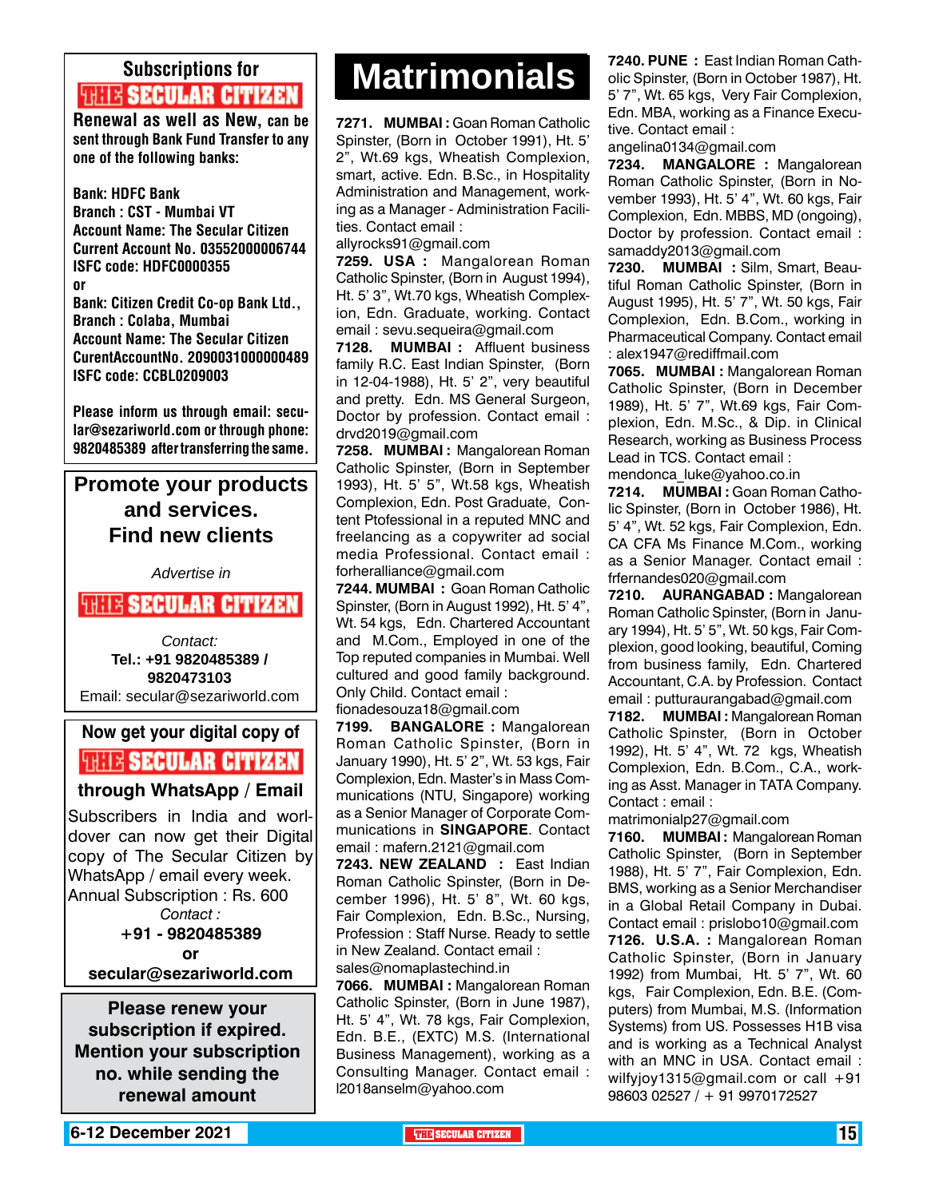## Subscriptions for THE SECULAR CITIZEN

**Renewal as well as New, can be sent through Bank Fund Transfer to any one of the following banks:**

**Bank: HDFC Bank**
**Branch : CST - Mumbai VT**
**Account Name: The Secular Citizen**
**Current Account No. 03552000006744**
**ISFC code: HDFC0000355**

**or**

**Bank: Citizen Credit Co-op Bank Ltd.,**
**Branch : Colaba, Mumbai**
**Account Name: The Secular Citizen**
**CurentAccountNo. 2090031000000489**
**ISFC code: CCBL0209003**

**Please inform us through email: secular@sezariworld.com or through phone: 9820485389 after transferring the same.**

---

**Promote your products and services. Find new clients**

*Advertise in*

**THE SECULAR CITIZEN**

*Contact:*
**Tel.: +91 9820485389 / 9820473103**
Email: secular@sezariworld.com

---

**Now get your digital copy of THE SECULAR CITIZEN through WhatsApp / Email**

Subscribers in India and worldover can now get their Digital copy of The Secular Citizen by WhatsApp / email every week.
Annual Subscription : Rs. 600

*Contact :*
**+91 - 9820485389**
**or**
**secular@sezariworld.com**

---

**Please renew your subscription if expired. Mention your subscription no. while sending the renewal amount**

---

# Matrimonials

**7271. MUMBAI :** Goan Roman Catholic Spinster, (Born in October 1991), Ht. 5' 2", Wt.69 kgs, Wheatish Complexion, smart, active. Edn. B.Sc., in Hospitality Administration and Management, working as a Manager - Administration Facilities. Contact email : allyrocks91@gmail.com

**7259. USA :** Mangalorean Roman Catholic Spinster, (Born in August 1994), Ht. 5' 3", Wt.70 kgs, Wheatish Complexion, Edn. Graduate, working. Contact email : sevu.sequeira@gmail.com

**7128. MUMBAI :** Affluent business family R.C. East Indian Spinster, (Born in 12-04-1988), Ht. 5' 2", very beautiful and pretty. Edn. MS General Surgeon, Doctor by profession. Contact email : drvd2019@gmail.com

**7258. MUMBAI :** Mangalorean Roman Catholic Spinster, (Born in September 1993), Ht. 5' 5", Wt.58 kgs, Wheatish Complexion, Edn. Post Graduate, Content Ptofessional in a reputed MNC and freelancing as a copywriter ad social media Professional. Contact email : forheralliance@gmail.com

**7244. MUMBAI :** Goan Roman Catholic Spinster, (Born in August 1992), Ht. 5' 4", Wt. 54 kgs, Edn. Chartered Accountant and M.Com., Employed in one of the Top reputed companies in Mumbai. Well cultured and good family background. Only Child. Contact email : fionadesouza18@gmail.com

**7199. BANGALORE :** Mangalorean Roman Catholic Spinster, (Born in January 1990), Ht. 5' 2", Wt. 53 kgs, Fair Complexion, Edn. Master's in Mass Communications (NTU, Singapore) working as a Senior Manager of Corporate Communications in **SINGAPORE**. Contact email : mafern.2121@gmail.com

**7243. NEW ZEALAND :** East Indian Roman Catholic Spinster, (Born in December 1996), Ht. 5' 8", Wt. 60 kgs, Fair Complexion, Edn. B.Sc., Nursing, Profession : Staff Nurse. Ready to settle in New Zealand. Contact email : sales@nomaplastechind.in

**7066. MUMBAI :** Mangalorean Roman Catholic Spinster, (Born in June 1987), Ht. 5' 4", Wt. 78 kgs, Fair Complexion, Edn. B.E., (EXTC) M.S. (International Business Management), working as a Consulting Manager. Contact email : l2018anselm@yahoo.com

**7240. PUNE :** East Indian Roman Catholic Spinster, (Born in October 1987), Ht. 5' 7", Wt. 65 kgs, Very Fair Complexion, Edn. MBA, working as a Finance Executive. Contact email : angelina0134@gmail.com

**7234. MANGALORE :** Mangalorean Roman Catholic Spinster, (Born in November 1993), Ht. 5' 4", Wt. 60 kgs, Fair Complexion, Edn. MBBS, MD (ongoing), Doctor by profession. Contact email : samaddy2013@gmail.com

**7230. MUMBAI :** Silm, Smart, Beautiful Roman Catholic Spinster, (Born in August 1995), Ht. 5' 7", Wt. 50 kgs, Fair Complexion, Edn. B.Com., working in Pharmaceutical Company. Contact email : alex1947@rediffmail.com

**7065. MUMBAI :** Mangalorean Roman Catholic Spinster, (Born in December 1989), Ht. 5' 7", Wt.69 kgs, Fair Complexion, Edn. M.Sc., & Dip. in Clinical Research, working as Business Process Lead in TCS. Contact email : mendonca_luke@yahoo.co.in

**7214. MUMBAI :** Goan Roman Catholic Spinster, (Born in October 1986), Ht. 5' 4", Wt. 52 kgs, Fair Complexion, Edn. CA CFA Ms Finance M.Com., working as a Senior Manager. Contact email : frfernandes020@gmail.com

**7210. AURANGABAD :** Mangalorean Roman Catholic Spinster, (Born in January 1994), Ht. 5' 5", Wt. 50 kgs, Fair Complexion, good looking, beautiful, Coming from business family, Edn. Chartered Accountant, C.A. by Profession. Contact email : putturaurangabad@gmail.com

**7182. MUMBAI :** Mangalorean Roman Catholic Spinster, (Born in October 1992), Ht. 5' 4", Wt. 72 kgs, Wheatish Complexion, Edn. B.Com., C.A., working as Asst. Manager in TATA Company. Contact : email : matrimonialp27@gmail.com

**7160. MUMBAI :** Mangalorean Roman Catholic Spinster, (Born in September 1988), Ht. 5' 7", Fair Complexion, Edn. BMS, working as a Senior Merchandiser in a Global Retail Company in Dubai. Contact email : prislobo10@gmail.com

**7126. U.S.A. :** Mangalorean Roman Catholic Spinster, (Born in January 1992) from Mumbai, Ht. 5' 7", Wt. 60 kgs, Fair Complexion, Edn. B.E. (Computers) from Mumbai, M.S. (Information Systems) from US. Possesses H1B visa and is working as a Technical Analyst with an MNC in USA. Contact email : wilfyjoy1315@gmail.com or call +91 98603 02527 / + 91 9970172527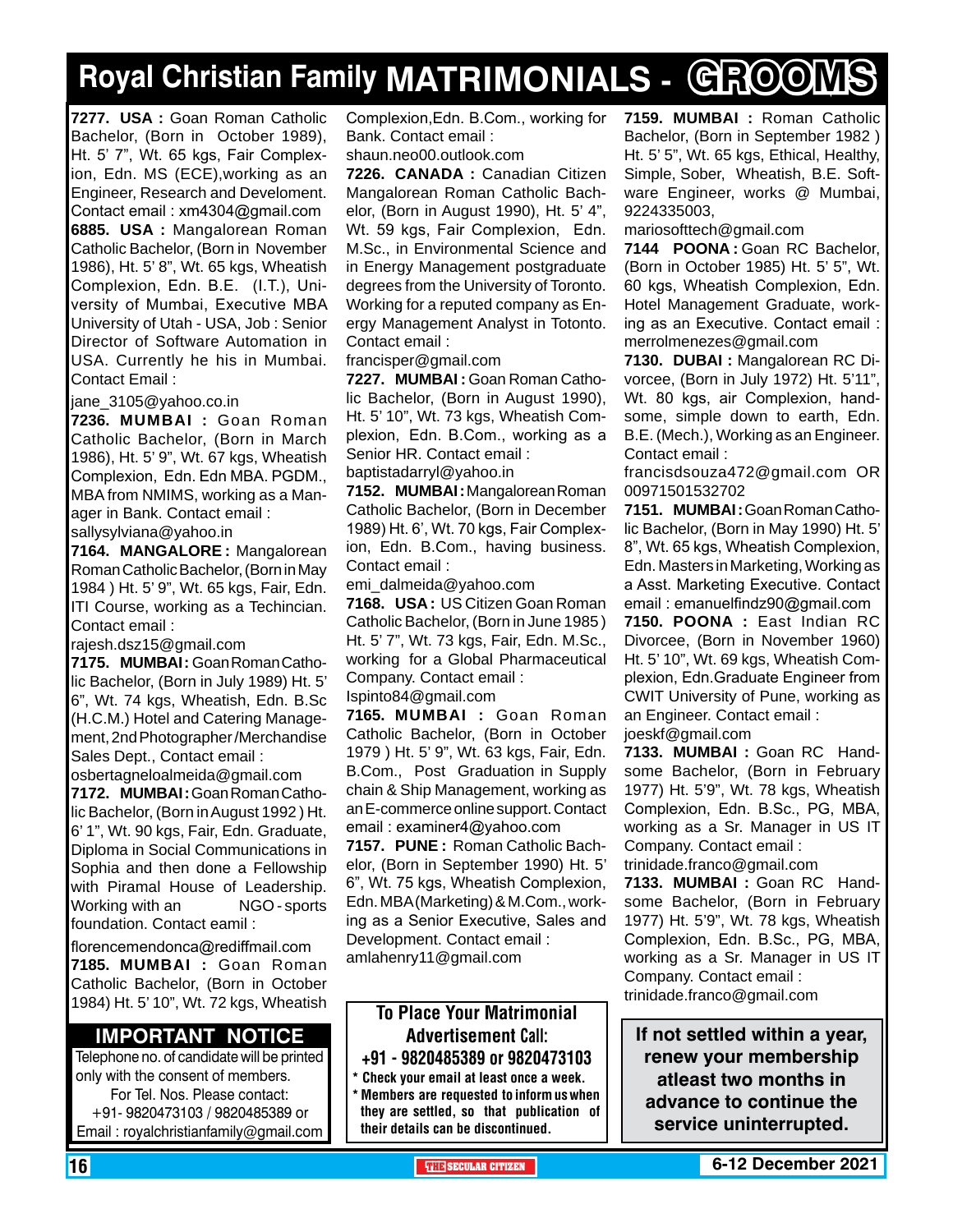# Royal Christian Family MATRIMONIALS - GROOMS

**7277. USA :** Goan Roman Catholic Bachelor, (Born in October 1989), Ht. 5' 7", Wt. 65 kgs, Fair Complexion, Edn. MS (ECE),working as an Engineer, Research and Develoment. Contact email : xm4304@gmail.com

**6885. USA :** Mangalorean Roman Catholic Bachelor, (Born in November 1986), Ht. 5' 8", Wt. 65 kgs, Wheatish Complexion, Edn. B.E. (I.T.), University of Mumbai, Executive MBA University of Utah - USA, Job : Senior Director of Software Automation in USA. Currently he his in Mumbai. Contact Email : jane_3105@yahoo.co.in

**7236. MUMBAI :** Goan Roman Catholic Bachelor, (Born in March 1986), Ht. 5' 9", Wt. 67 kgs, Wheatish Complexion, Edn. Edn MBA. PGDM., MBA from NMIMS, working as a Manager in Bank. Contact email : sallysylviana@yahoo.in

**7164. MANGALORE :** Mangalorean Roman Catholic Bachelor, (Born in May 1984 ) Ht. 5' 9", Wt. 65 kgs, Fair, Edn. ITI Course, working as a Techincian. Contact email : rajesh.dsz15@gmail.com

**7175. MUMBAI:** Goan Roman Catholic Bachelor, (Born in July 1989) Ht. 5' 6", Wt. 74 kgs, Wheatish, Edn. B.Sc (H.C.M.) Hotel and Catering Management, 2nd Photographer/Merchandise Sales Dept., Contact email : osbertagneloalmeida@gmail.com

**7172. MUMBAI:** Goan Roman Catholic Bachelor, (Born in August 1992 ) Ht. 6' 1", Wt. 90 kgs, Fair, Edn. Graduate, Diploma in Social Communications in Sophia and then done a Fellowship with Piramal House of Leadership. Working with an NGO - sports foundation. Contact eamil : florencemendonca@rediffmail.com

**7185. MUMBAI :** Goan Roman Catholic Bachelor, (Born in October 1984) Ht. 5' 10", Wt. 72 kgs, Wheatish Complexion,Edn. B.Com., working for Bank. Contact email : shaun.neo00.outlook.com

**7226. CANADA :** Canadian Citizen Mangalorean Roman Catholic Bachelor, (Born in August 1990), Ht. 5' 4", Wt. 59 kgs, Fair Complexion, Edn. M.Sc., in Environmental Science and in Energy Management postgraduate degrees from the University of Toronto. Working for a reputed company as Energy Management Analyst in Totonto. Contact email : francisper@gmail.com

**7227. MUMBAI :** Goan Roman Catholic Bachelor, (Born in August 1990), Ht. 5' 10", Wt. 73 kgs, Wheatish Complexion, Edn. B.Com., working as a Senior HR. Contact email : baptistadarryl@yahoo.in

**7152. MUMBAI :** Mangalorean Roman Catholic Bachelor, (Born in December 1989) Ht. 6', Wt. 70 kgs, Fair Complexion, Edn. B.Com., having business. Contact email : emi_dalmeida@yahoo.com

**7168. USA :** US Citizen Goan Roman Catholic Bachelor, (Born in June 1985 ) Ht. 5' 7", Wt. 73 kgs, Fair, Edn. M.Sc., working for a Global Pharmaceutical Company. Contact email : lspinto84@gmail.com

**7165. MUMBAI :** Goan Roman Catholic Bachelor, (Born in October 1979 ) Ht. 5' 9", Wt. 63 kgs, Fair, Edn. B.Com., Post Graduation in Supply chain & Ship Management, working as an E-commerce online support. Contact email : examiner4@yahoo.com

**7157. PUNE :** Roman Catholic Bachelor, (Born in September 1990) Ht. 5' 6", Wt. 75 kgs, Wheatish Complexion, Edn. MBA (Marketing) & M.Com., working as a Senior Executive, Sales and Development. Contact email : amlahenry11@gmail.com

**7159. MUMBAI :** Roman Catholic Bachelor, (Born in September 1982 ) Ht. 5' 5", Wt. 65 kgs, Ethical, Healthy, Simple, Sober, Wheatish, B.E. Software Engineer, works @ Mumbai, 9224335003, mariosofttech@gmail.com

**7144 POONA :** Goan RC Bachelor, (Born in October 1985) Ht. 5' 5", Wt. 60 kgs, Wheatish Complexion, Edn. Hotel Management Graduate, working as an Executive. Contact email : merrolmenezes@gmail.com

**7130. DUBAI :** Mangalorean RC Divorcee, (Born in July 1972) Ht. 5'11", Wt. 80 kgs, air Complexion, handsome, simple down to earth, Edn. B.E. (Mech.), Working as an Engineer. Contact email : francisdsouza472@gmail.com OR 00971501532702

**7151. MUMBAI :** Goan Roman Catholic Bachelor, (Born in May 1990) Ht. 5' 8", Wt. 65 kgs, Wheatish Complexion, Edn. Masters in Marketing, Working as a Asst. Marketing Executive. Contact email : emanuelfindz90@gmail.com

**7150. POONA :** East Indian RC Divorcee, (Born in November 1960) Ht. 5' 10", Wt. 69 kgs, Wheatish Complexion, Edn.Graduate Engineer from CWIT University of Pune, working as an Engineer. Contact email : joeskf@gmail.com

**7133. MUMBAI :** Goan RC Handsome Bachelor, (Born in February 1977) Ht. 5'9", Wt. 78 kgs, Wheatish Complexion, Edn. B.Sc., PG, MBA, working as a Sr. Manager in US IT Company. Contact email : trinidade.franco@gmail.com

**7133. MUMBAI :** Goan RC Handsome Bachelor, (Born in February 1977) Ht. 5'9", Wt. 78 kgs, Wheatish Complexion, Edn. B.Sc., PG, MBA, working as a Sr. Manager in US IT Company. Contact email : trinidade.franco@gmail.com

## IMPORTANT NOTICE

Telephone no. of candidate will be printed only with the consent of members.
For Tel. Nos. Please contact:
+91- 9820473103 / 9820485389 or
Email : royalchristianfamily@gmail.com

**To Place Your Matrimonial Advertisement Call:**
**+91 - 9820485389 or 9820473103**

- Check your email at least once a week.
- Members are requested to inform us when they are settled, so that publication of their details can be discontinued.

**If not settled within a year, renew your membership atleast two months in advance to continue the service uninterrupted.**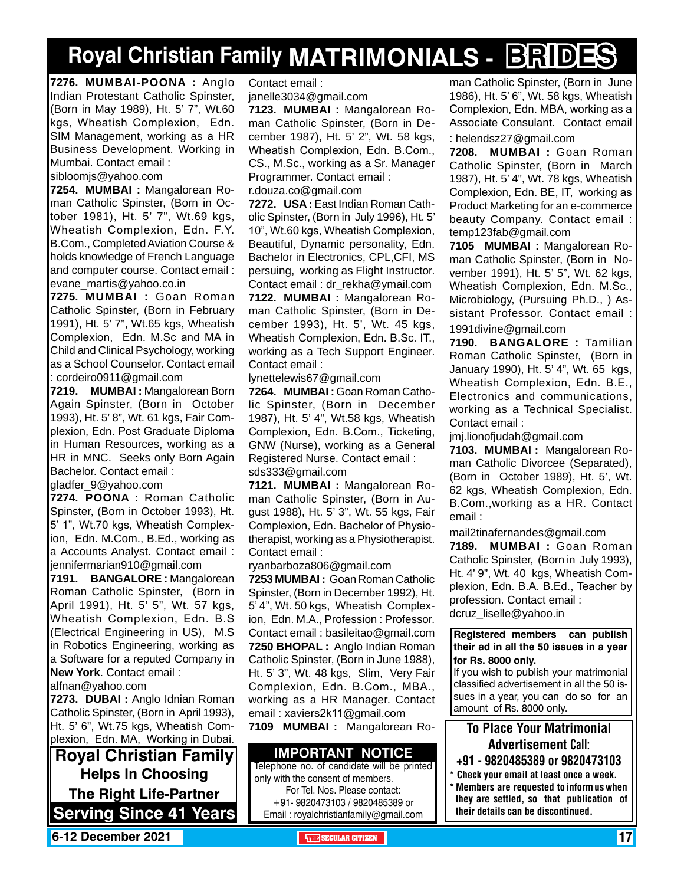# Royal Christian Family MATRIMONIALS - BRIDES

**7276. MUMBAI-POONA :** Anglo Indian Protestant Catholic Spinster, (Born in May 1989), Ht. 5' 7", Wt.60 kgs, Wheatish Complexion, Edn. SIM Management, working as a HR Business Development. Working in Mumbai. Contact email : sibloomjs@yahoo.com

**7254. MUMBAI :** Mangalorean Roman Catholic Spinster, (Born in October 1981), Ht. 5' 7", Wt.69 kgs, Wheatish Complexion, Edn. F.Y. B.Com., Completed Aviation Course & holds knowledge of French Language and computer course. Contact email : evane_martis@yahoo.co.in

**7275. MUMBAI :** Goan Roman Catholic Spinster, (Born in February 1991), Ht. 5' 7", Wt.65 kgs, Wheatish Complexion, Edn. M.Sc and MA in Child and Clinical Psychology, working as a School Counselor. Contact email : cordeiro0911@gmail.com

**7219. MUMBAI :** Mangalorean Born Again Spinster, (Born in October 1993), Ht. 5' 8", Wt. 61 kgs, Fair Complexion, Edn. Post Graduate Diploma in Human Resources, working as a HR in MNC. Seeks only Born Again Bachelor. Contact email : gladfer_9@yahoo.com

**7274. POONA :** Roman Catholic Spinster, (Born in October 1993), Ht. 5' 1", Wt.70 kgs, Wheatish Complexion, Edn. M.Com., B.Ed., working as a Accounts Analyst. Contact email : jennifermarian910@gmail.com

**7191. BANGALORE :** Mangalorean Roman Catholic Spinster, (Born in April 1991), Ht. 5' 5", Wt. 57 kgs, Wheatish Complexion, Edn. B.S (Electrical Engineering in US), M.S in Robotics Engineering, working as a Software for a reputed Company in **New York**. Contact email : alfnan@yahoo.com

**7273. DUBAI :** Anglo Idnian Roman Catholic Spinster, (Born in April 1993), Ht. 5' 6", Wt.75 kgs, Wheatish Complexion, Edn. MA, Working in Dubai. Contact email : janelle3034@gmail.com

**7123. MUMBAI :** Mangalorean Roman Catholic Spinster, (Born in December 1987), Ht. 5' 2", Wt. 58 kgs, Wheatish Complexion, Edn. B.Com., CS., M.Sc., working as a Sr. Manager Programmer. Contact email : r.douza.co@gmail.com

**7272. USA :** East Indian Roman Catholic Spinster, (Born in July 1996), Ht. 5' 10", Wt.60 kgs, Wheatish Complexion, Beautiful, Dynamic personality, Edn. Bachelor in Electronics, CPL,CFI, MS persuing, working as Flight Instructor. Contact email : dr_rekha@ymail.com

**7122. MUMBAI :** Mangalorean Roman Catholic Spinster, (Born in December 1993), Ht. 5', Wt. 45 kgs, Wheatish Complexion, Edn. B.Sc. IT., working as a Tech Support Engineer. Contact email : lynettelewis67@gmail.com

**7264. MUMBAI :** Goan Roman Catholic Spinster, (Born in December 1987), Ht. 5' 4", Wt.58 kgs, Wheatish Complexion, Edn. B.Com., Ticketing, GNW (Nurse), working as a General Registered Nurse. Contact email : sds333@gmail.com

**7121. MUMBAI :** Mangalorean Roman Catholic Spinster, (Born in August 1988), Ht. 5' 3", Wt. 55 kgs, Fair Complexion, Edn. Bachelor of Physiotherapist, working as a Physiotherapist. Contact email : ryanbarboza806@gmail.com

**7253 MUMBAI :** Goan Roman Catholic Spinster, (Born in December 1992), Ht. 5' 4", Wt. 50 kgs, Wheatish Complexion, Edn. M.A., Profession : Professor. Contact email : basileitao@gmail.com

**7250 BHOPAL :** Anglo Indian Roman Catholic Spinster, (Born in June 1988), Ht. 5' 3", Wt. 48 kgs, Slim, Very Fair Complexion, Edn. B.Com., MBA., working as a HR Manager. Contact email : xaviers2k11@gmail.com

**7109 MUMBAI :** Mangalorean Roman Catholic Spinster, (Born in June 1986), Ht. 5' 6", Wt. 58 kgs, Wheatish Complexion, Edn. MBA, working as a Associate Consulant. Contact email : helendsz27@gmail.com

**7208. MUMBAI :** Goan Roman Catholic Spinster, (Born in March 1987), Ht. 5' 4", Wt. 78 kgs, Wheatish Complexion, Edn. BE, IT, working as Product Marketing for an e-commerce beauty Company. Contact email : temp123fab@gmail.com

**7105 MUMBAI :** Mangalorean Roman Catholic Spinster, (Born in November 1991), Ht. 5' 5", Wt. 62 kgs, Wheatish Complexion, Edn. M.Sc., Microbiology, (Pursuing Ph.D., ) Assistant Professor. Contact email : 1991divine@gmail.com

**7190. BANGALORE :** Tamilian Roman Catholic Spinster, (Born in January 1990), Ht. 5' 4", Wt. 65 kgs, Wheatish Complexion, Edn. B.E., Electronics and communications, working as a Technical Specialist. Contact email : jmj.lionofjudah@gmail.com

**7103. MUMBAI :** Mangalorean Roman Catholic Divorcee (Separated), (Born in October 1989), Ht. 5', Wt. 62 kgs, Wheatish Complexion, Edn. B.Com.,working as a HR. Contact email : mail2tinafernandes@gmail.com

**7189. MUMBAI :** Goan Roman Catholic Spinster, (Born in July 1993), Ht. 4' 9", Wt. 40 kgs, Wheatish Complexion, Edn. B.A. B.Ed., Teacher by profession. Contact email : dcruz_liselle@yahoo.in

**Royal Christian Family**
**Helps In Choosing**
**The Right Life-Partner**
**Serving Since 41 Years**

**IMPORTANT NOTICE**
Telephone no. of candidate will be printed only with the consent of members.
For Tel. Nos. Please contact:
+91- 9820473103 / 9820485389 or
Email : royalchristianfamily@gmail.com

**Registered members can publish their ad in all the 50 issues in a year for Rs. 8000 only.**
If you wish to publish your matrimonial classified advertisement in all the 50 issues in a year, you can do so for an amount of Rs. 8000 only.

**To Place Your Matrimonial Advertisement Call:**
**+91 - 9820485389 or 9820473103**
* Check your email at least once a week.
* Members are requested to inform us when they are settled, so that publication of their details can be discontinued.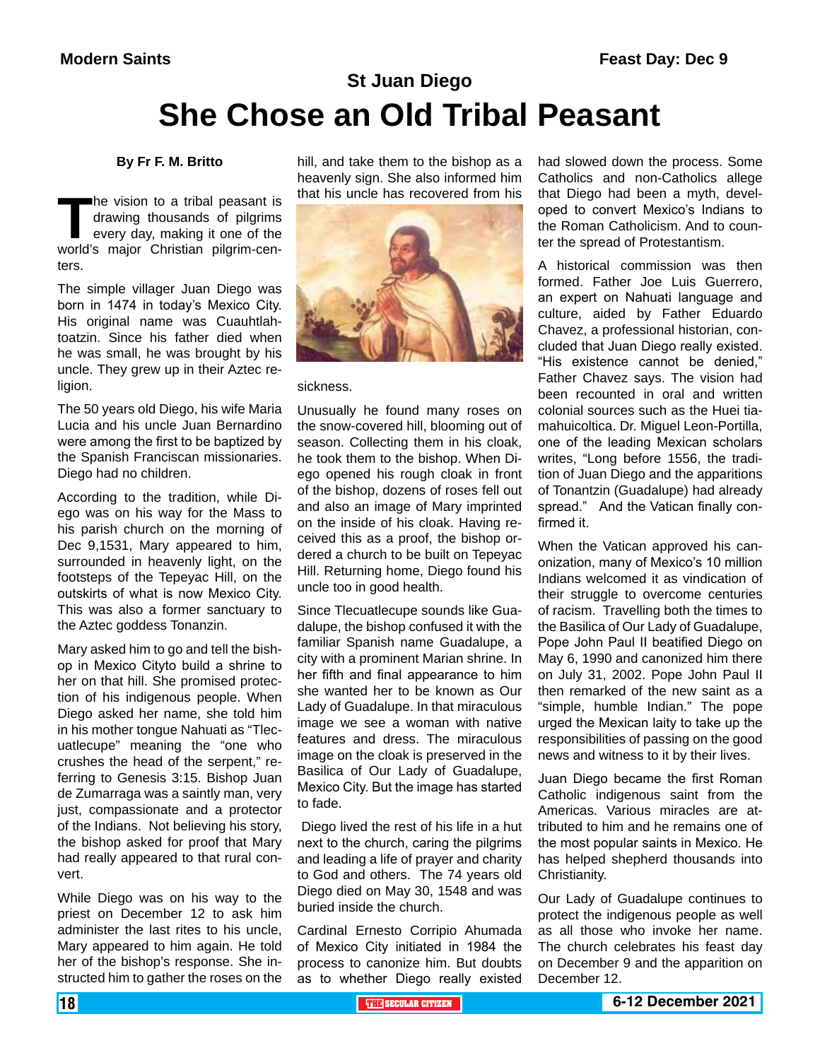Modern Saints

Feast Day: Dec 9

## St Juan Diego

# She Chose an Old Tribal Peasant

**By Fr F. M. Britto**

The vision to a tribal peasant is drawing thousands of pilgrims every day, making it one of the world's major Christian pilgrim-centers.

The simple villager Juan Diego was born in 1474 in today's Mexico City. His original name was Cuauhtlahtoatzin. Since his father died when he was small, he was brought by his uncle. They grew up in their Aztec religion.

The 50 years old Diego, his wife Maria Lucia and his uncle Juan Bernardino were among the first to be baptized by the Spanish Franciscan missionaries. Diego had no children.

According to the tradition, while Diego was on his way for the Mass to his parish church on the morning of Dec 9,1531, Mary appeared to him, surrounded in heavenly light, on the footsteps of the Tepeyac Hill, on the outskirts of what is now Mexico City. This was also a former sanctuary to the Aztec goddess Tonanzin.

Mary asked him to go and tell the bishop in Mexico Cityto build a shrine to her on that hill. She promised protection of his indigenous people. When Diego asked her name, she told him in his mother tongue Nahuati as "Tlecuatlecupe" meaning the "one who crushes the head of the serpent," referring to Genesis 3:15. Bishop Juan de Zumarraga was a saintly man, very just, compassionate and a protector of the Indians. Not believing his story, the bishop asked for proof that Mary had really appeared to that rural convert.

While Diego was on his way to the priest on December 12 to ask him administer the last rites to his uncle, Mary appeared to him again. He told her of the bishop's response. She instructed him to gather the roses on the hill, and take them to the bishop as a heavenly sign. She also informed him that his uncle has recovered from his sickness.

Unusually he found many roses on the snow-covered hill, blooming out of season. Collecting them in his cloak, he took them to the bishop. When Diego opened his rough cloak in front of the bishop, dozens of roses fell out and also an image of Mary imprinted on the inside of his cloak. Having received this as a proof, the bishop ordered a church to be built on Tepeyac Hill. Returning home, Diego found his uncle too in good health.

Since Tlecuatlecupe sounds like Guadalupe, the bishop confused it with the familiar Spanish name Guadalupe, a city with a prominent Marian shrine. In her fifth and final appearance to him she wanted her to be known as Our Lady of Guadalupe. In that miraculous image we see a woman with native features and dress. The miraculous image on the cloak is preserved in the Basilica of Our Lady of Guadalupe, Mexico City. But the image has started to fade.

Diego lived the rest of his life in a hut next to the church, caring the pilgrims and leading a life of prayer and charity to God and others. The 74 years old Diego died on May 30, 1548 and was buried inside the church.

Cardinal Ernesto Corripio Ahumada of Mexico City initiated in 1984 the process to canonize him. But doubts as to whether Diego really existed had slowed down the process. Some Catholics and non-Catholics allege that Diego had been a myth, developed to convert Mexico's Indians to the Roman Catholicism. And to counter the spread of Protestantism.

A historical commission was then formed. Father Joe Luis Guerrero, an expert on Nahuati language and culture, aided by Father Eduardo Chavez, a professional historian, concluded that Juan Diego really existed. "His existence cannot be denied," Father Chavez says. The vision had been recounted in oral and written colonial sources such as the Huei tiamahuicoltica. Dr. Miguel Leon-Portilla, one of the leading Mexican scholars writes, "Long before 1556, the tradition of Juan Diego and the apparitions of Tonantzin (Guadalupe) had already spread." And the Vatican finally confirmed it.

When the Vatican approved his canonization, many of Mexico's 10 million Indians welcomed it as vindication of their struggle to overcome centuries of racism. Travelling both the times to the Basilica of Our Lady of Guadalupe, Pope John Paul II beatified Diego on May 6, 1990 and canonized him there on July 31, 2002. Pope John Paul II then remarked of the new saint as a "simple, humble Indian." The pope urged the Mexican laity to take up the responsibilities of passing on the good news and witness to it by their lives.

Juan Diego became the first Roman Catholic indigenous saint from the Americas. Various miracles are attributed to him and he remains one of the most popular saints in Mexico. He has helped shepherd thousands into Christianity.

Our Lady of Guadalupe continues to protect the indigenous people as well as all those who invoke her name. The church celebrates his feast day on December 9 and the apparition on December 12.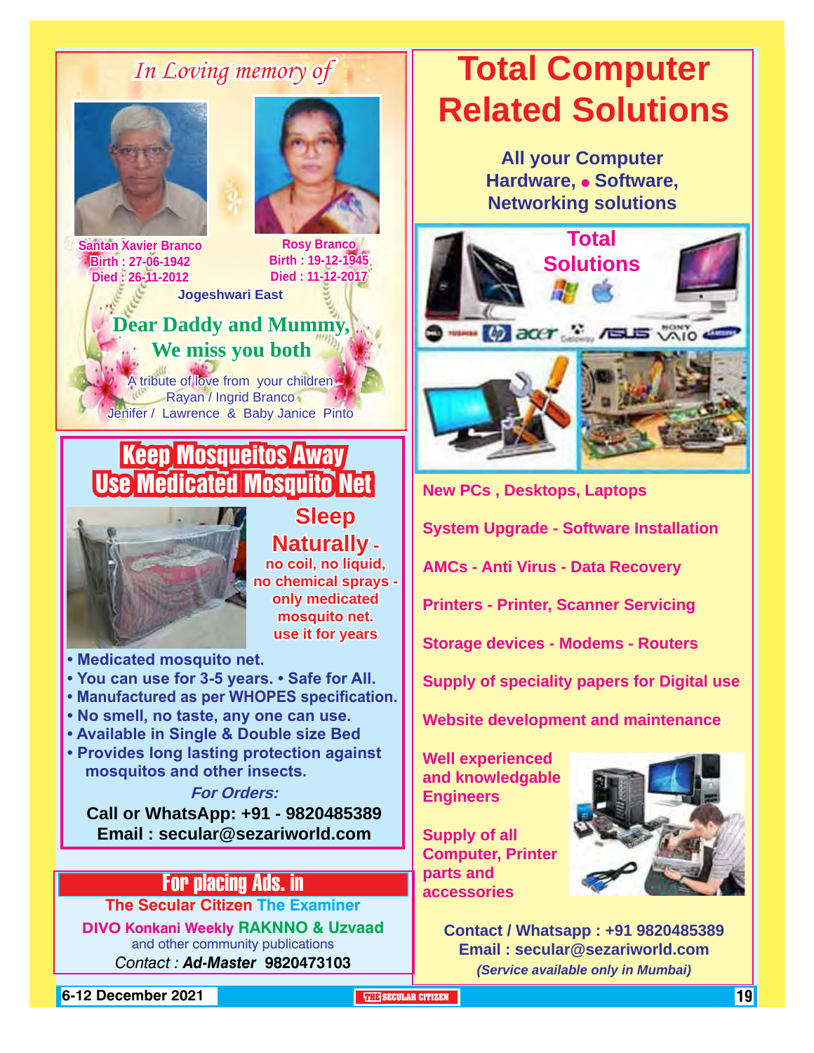*In Loving memory of*

**Santan Xavier Branco**
Birth : 27-06-1942
Died : 26-11-2012

**Rosy Branco**
Birth : 19-12-1945
Died : 11-12-2017

**Jogeshwari East**

## Dear Daddy and Mummy, We miss you both

A tribute of love from your children
Rayan / Ingrid Branco
Jenifer / Lawrence & Baby Janice Pinto

## Keep Mosqueitos Away Use Medicated Mosquito Net

**Sleep Naturally** - no coil, no liquid, no chemical sprays - only medicated mosquito net. use it for years

- Medicated mosquito net.
- You can use for 3-5 years. • Safe for All.
- Manufactured as per WHOPES specification.
- No smell, no taste, any one can use.
- Available in Single & Double size Bed
- Provides long lasting protection against mosquitos and other insects.

*For Orders:*

**Call or WhatsApp: +91 - 9820485389**
**Email : secular@sezariworld.com**

## For placing Ads. in

**The Secular Citizen The Examiner**
**DIVO Konkani Weekly RAKNNO & Uzvaad**
and other community publications
*Contact : **Ad-Master** 9820473103*

# Total Computer Related Solutions

**All your Computer Hardware, • Software, Networking solutions**

**Total Solutions**

**New PCs , Desktops, Laptops**

**System Upgrade - Software Installation**

**AMCs - Anti Virus - Data Recovery**

**Printers - Printer, Scanner Servicing**

**Storage devices - Modems - Routers**

**Supply of speciality papers for Digital use**

**Website development and maintenance**

**Well experienced and knowledgable Engineers**

**Supply of all Computer, Printer parts and accessories**

**Contact / Whatsapp : +91 9820485389**
**Email : secular@sezariworld.com**
*(Service available only in Mumbai)*

6-12 December 2021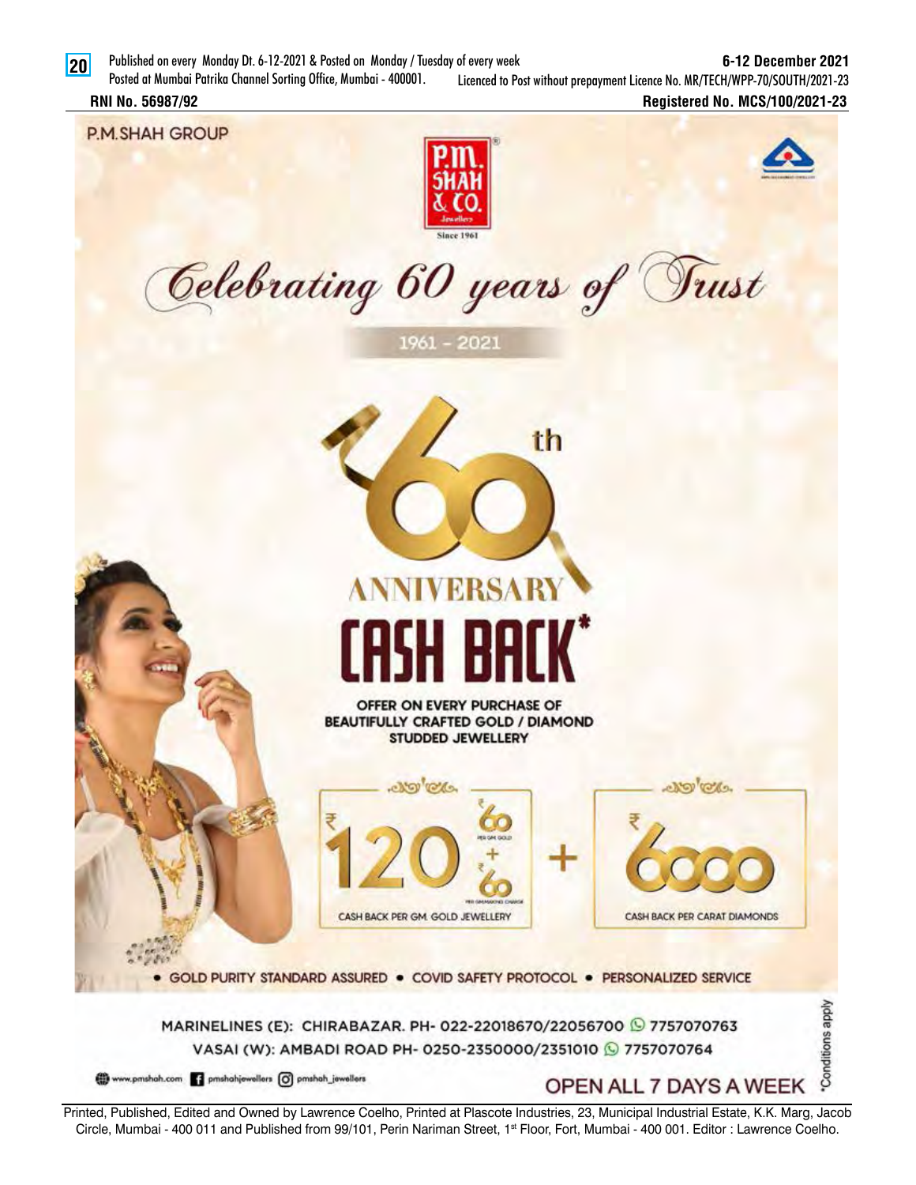P.M.SHAH GROUP

P.M. SHAH & CO. Jewellers Since 1961

# Celebrating 60 years of Trust

1961 - 2021

## 60th ANNIVERSARY CASH BACK*

OFFER ON EVERY PURCHASE OF BEAUTIFULLY CRAFTED GOLD / DIAMOND STUDDED JEWELLERY

₹120 (₹60 PER GM GOLD + ₹60 PER GM MAKING CHARGE) CASH BACK PER GM. GOLD JEWELLERY

+

₹6000 CASH BACK PER CARAT DIAMONDS

• GOLD PURITY STANDARD ASSURED • COVID SAFETY PROTOCOL • PERSONALIZED SERVICE

MARINELINES (E): CHIRABAZAR. PH- 022-22018670/22056700 7757070763

VASAI (W): AMBADI ROAD PH- 0250-2350000/2351010 7757070764

www.pmshah.com pmshahjewellers pmshah_jewellers

OPEN ALL 7 DAYS A WEEK

*Conditions apply

Printed, Published, Edited and Owned by Lawrence Coelho, Printed at Plascote Industries, 23, Municipal Industrial Estate, K.K. Marg, Jacob Circle, Mumbai - 400 011 and Published from 99/101, Perin Nariman Street, 1st Floor, Fort, Mumbai - 400 001. Editor : Lawrence Coelho.